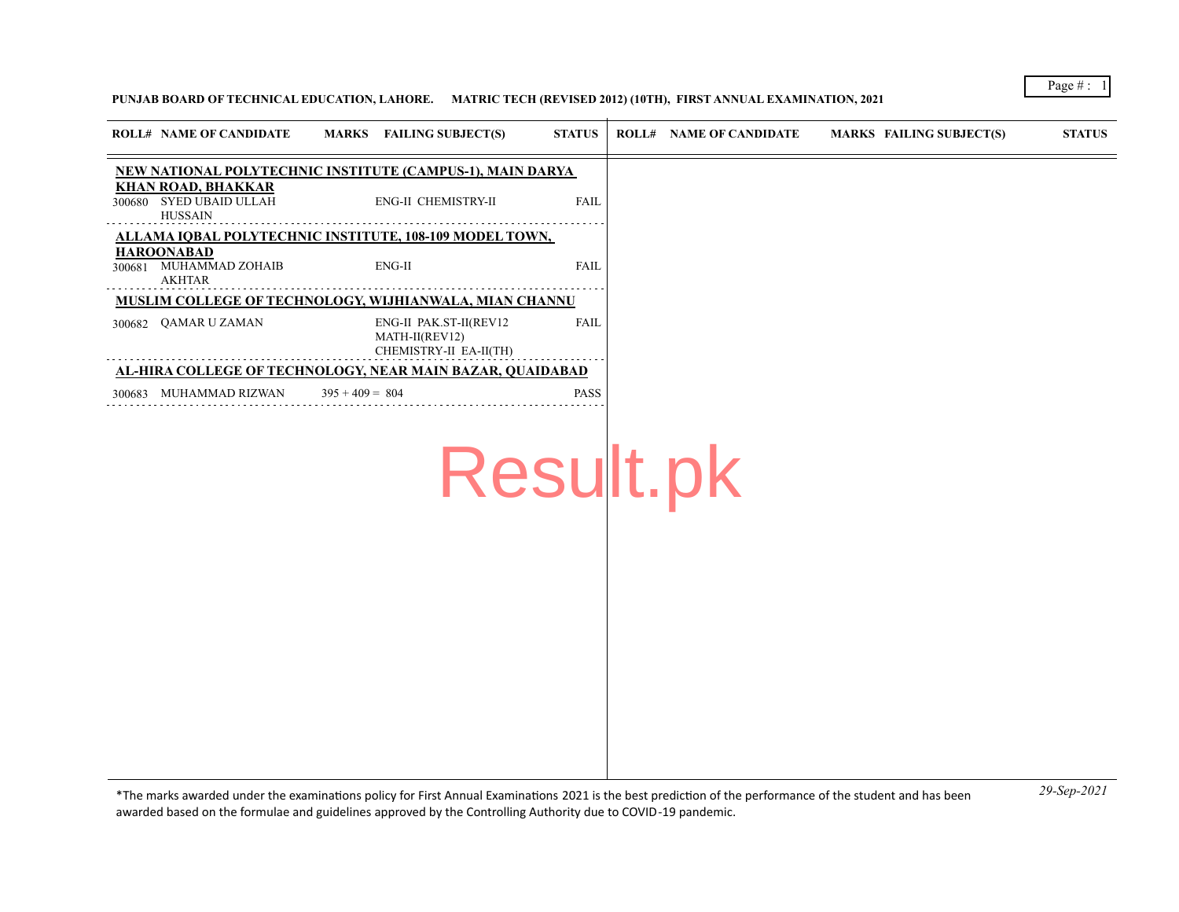**PUNJAB BOARD OF TECHNICAL EDUCATION, LAHORE. MATRIC TECH (REVISED 2012) (10TH), FIRST ANNUAL EXAMINATION, 2021**

| ROLL# | NAME OF CANDIDATE | MARKS | FAILING SUBJECT(S) | STATUS |
|---|---|---|---|---|
| **NEW NATIONAL POLYTECHNIC INSTITUTE (CAMPUS-1), MAIN DARYA KHAN ROAD, BHAKKAR** | | | | |
| 300680 | SYED UBAID ULLAH HUSSAIN | | ENG-II CHEMISTRY-II | FAIL |
| **ALLAMA IQBAL POLYTECHNIC INSTITUTE, 108-109 MODEL TOWN, HAROONABAD** | | | | |
| 300681 | MUHAMMAD ZOHAIB AKHTAR | | ENG-II | FAIL |
| **MUSLIM COLLEGE OF TECHNOLOGY, WIJHIANWALA, MIAN CHANNU** | | | | |
| 300682 | QAMAR U ZAMAN | | ENG-II PAK.ST-II(REV12 MATH-II(REV12) CHEMISTRY-II EA-II(TH) | FAIL |
| **AL-HIRA COLLEGE OF TECHNOLOGY, NEAR MAIN BAZAR, QUAIDABAD** | | | | |
| 300683 | MUHAMMAD RIZWAN | 395 + 409 = 804 | | PASS |

*The marks awarded under the examinations policy for First Annual Examinations 2021 is the best prediction of the performance of the student and has been awarded based on the formulae and guidelines approved by the Controlling Authority due to COVID-19 pandemic.

*29-Sep-2021*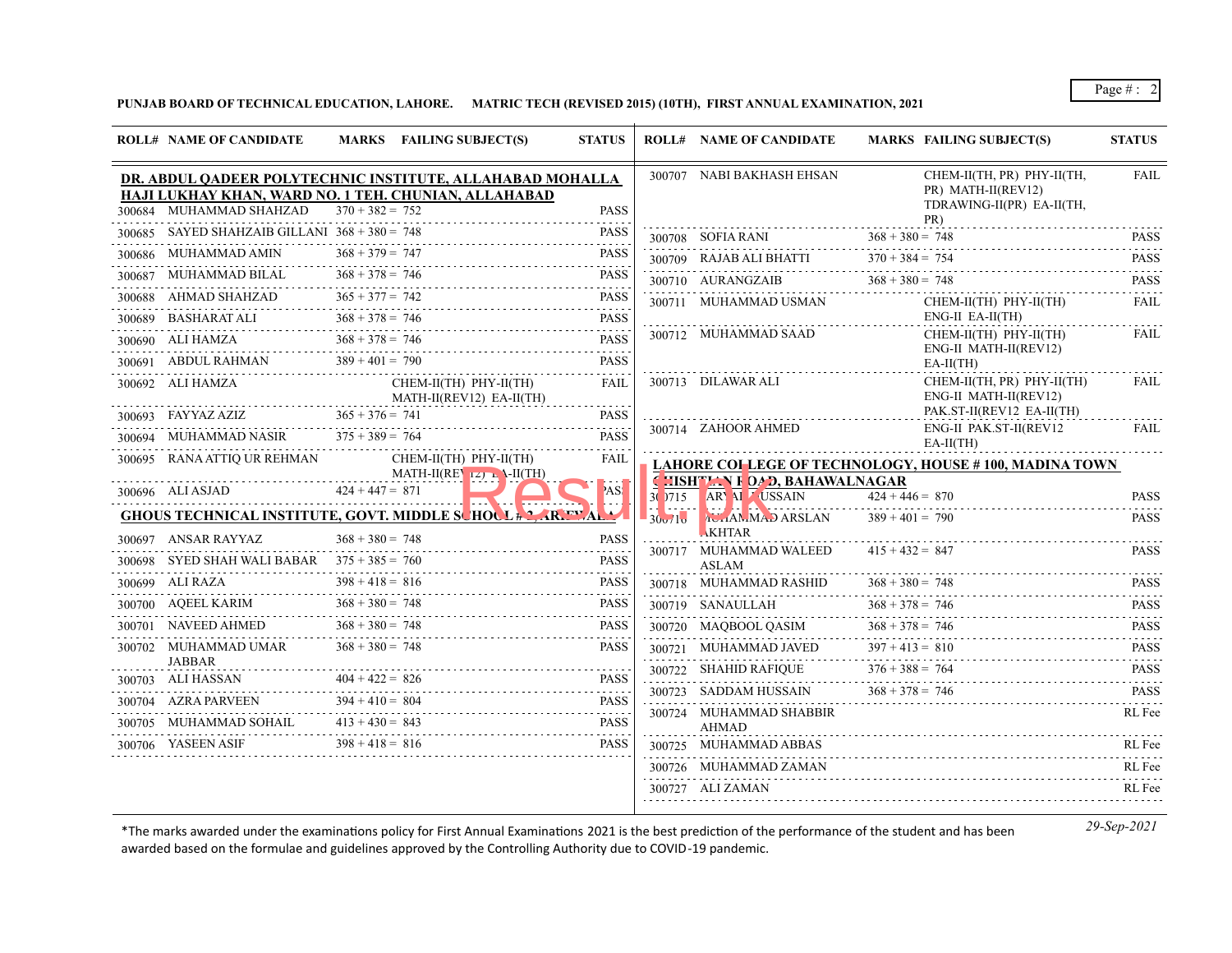**PUNJAB BOARD OF TECHNICAL EDUCATION, LAHORE. MATRIC TECH (REVISED 2015) (10TH), FIRST ANNUAL EXAMINATION, 2021**

| ROLL# | NAME OF CANDIDATE | MARKS | FAILING SUBJECT(S) | STATUS |
|---|---|---|---|---|
| **DR. ABDUL QADEER POLYTECHNIC INSTITUTE, ALLAHABAD MOHALLA HAJI LUKHAY KHAN, WARD NO. 1 TEH. CHUNIAN, ALLAHABAD** | | | | |
| 300684 | MUHAMMAD SHAHZAD | 370 + 382 = 752 | | PASS |
| 300685 | SAYED SHAHZAIB GILLANI | 368 + 380 = 748 | | PASS |
| 300686 | MUHAMMAD AMIN | 368 + 379 = 747 | | PASS |
| 300687 | MUHAMMAD BILAL | 368 + 378 = 746 | | PASS |
| 300688 | AHMAD SHAHZAD | 365 + 377 = 742 | | PASS |
| 300689 | BASHARAT ALI | 368 + 378 = 746 | | PASS |
| 300690 | ALI HAMZA | 368 + 378 = 746 | | PASS |
| 300691 | ABDUL RAHMAN | 389 + 401 = 790 | | PASS |
| 300692 | ALI HAMZA | | CHEM-II(TH) PHY-II(TH) MATH-II(REV12) EA-II(TH) | FAIL |
| 300693 | FAYYAZ AZIZ | 365 + 376 = 741 | | PASS |
| 300694 | MUHAMMAD NASIR | 375 + 389 = 764 | | PASS |
| 300695 | RANA ATTIQ UR REHMAN | | CHEM-II(TH) PHY-II(TH) MATH-II(REV12) EA-II(TH) | FAIL |
| 300696 | ALI ASJAD | 424 + 447 = 871 | | PASS |
| **GHOUS TECHNICAL INSTITUTE, GOVT. MIDDLE SCHOOL # 2, ARIFWALA** | | | | |
| 300697 | ANSAR RAYYAZ | 368 + 380 = 748 | | PASS |
| 300698 | SYED SHAH WALI BABAR | 375 + 385 = 760 | | PASS |
| 300699 | ALI RAZA | 398 + 418 = 816 | | PASS |
| 300700 | AQEEL KARIM | 368 + 380 = 748 | | PASS |
| 300701 | NAVEED AHMED | 368 + 380 = 748 | | PASS |
| 300702 | MUHAMMAD UMAR JABBAR | 368 + 380 = 748 | | PASS |
| 300703 | ALI HASSAN | 404 + 422 = 826 | | PASS |
| 300704 | AZRA PARVEEN | 394 + 410 = 804 | | PASS |
| 300705 | MUHAMMAD SOHAIL | 413 + 430 = 843 | | PASS |
| 300706 | YASEEN ASIF | 398 + 418 = 816 | | PASS |
| 300707 | NABI BAKHASH EHSAN | | CHEM-II(TH, PR) PHY-II(TH, PR) MATH-II(REV12) TDRAWING-II(PR) EA-II(TH, PR) | FAIL |
| 300708 | SOFIA RANI | 368 + 380 = 748 | | PASS |
| 300709 | RAJAB ALI BHATTI | 370 + 384 = 754 | | PASS |
| 300710 | AURANGZAIB | 368 + 380 = 748 | | PASS |
| 300711 | MUHAMMAD USMAN | | CHEM-II(TH) PHY-II(TH) ENG-II EA-II(TH) | FAIL |
| 300712 | MUHAMMAD SAAD | | CHEM-II(TH) PHY-II(TH) ENG-II MATH-II(REV12) EA-II(TH) | FAIL |
| 300713 | DILAWAR ALI | | CHEM-II(TH, PR) PHY-II(TH) ENG-II MATH-II(REV12) PAK.ST-II(REV12 EA-II(TH) | FAIL |
| 300714 | ZAHOOR AHMED | | ENG-II PAK.ST-II(REV12 EA-II(TH) | FAIL |
| **LAHORE COLLEGE OF TECHNOLOGY, HOUSE # 100, MADINA TOWN CHISHTIAN ROAD, BAHAWALNAGAR** | | | | |
| 300715 | ARYAL HUSSAIN | 424 + 446 = 870 | | PASS |
| 300716 | MUHAMMAD ARSLAN AKHTAR | 389 + 401 = 790 | | PASS |
| 300717 | MUHAMMAD WALEED ASLAM | 415 + 432 = 847 | | PASS |
| 300718 | MUHAMMAD RASHID | 368 + 380 = 748 | | PASS |
| 300719 | SANAULLAH | 368 + 378 = 746 | | PASS |
| 300720 | MAQBOOL QASIM | 368 + 378 = 746 | | PASS |
| 300721 | MUHAMMAD JAVED | 397 + 413 = 810 | | PASS |
| 300722 | SHAHID RAFIQUE | 376 + 388 = 764 | | PASS |
| 300723 | SADDAM HUSSAIN | 368 + 378 = 746 | | PASS |
| 300724 | MUHAMMAD SHABBIR AHMAD | | | RL Fee |
| 300725 | MUHAMMAD ABBAS | | | RL Fee |
| 300726 | MUHAMMAD ZAMAN | | | RL Fee |
| 300727 | ALI ZAMAN | | | RL Fee |

*The marks awarded under the examinations policy for First Annual Examinations 2021 is the best prediction of the performance of the student and has been awarded based on the formulae and guidelines approved by the Controlling Authority due to COVID-19 pandemic.

*29-Sep-2021*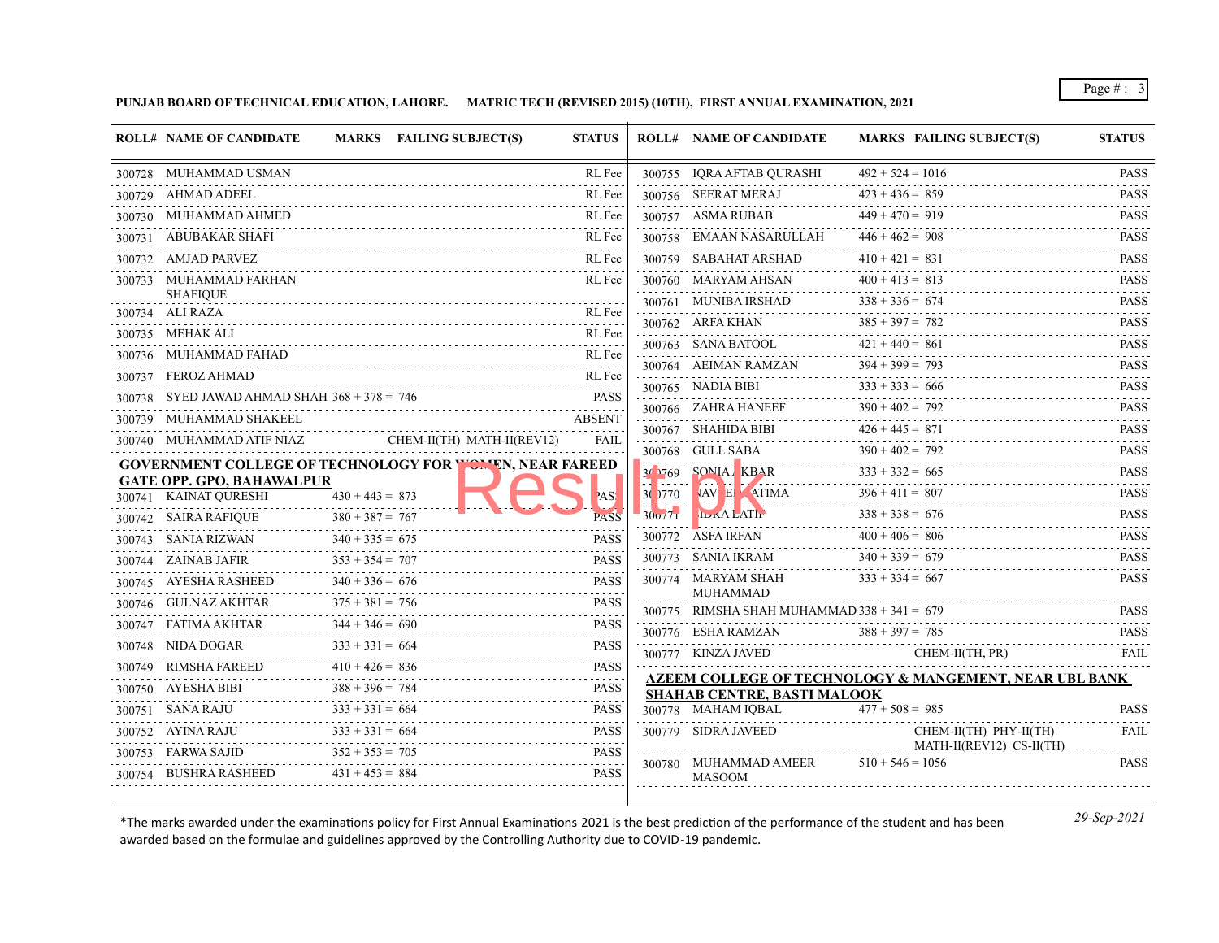**PUNJAB BOARD OF TECHNICAL EDUCATION, LAHORE. MATRIC TECH (REVISED 2015) (10TH), FIRST ANNUAL EXAMINATION, 2021**

| ROLL# | NAME OF CANDIDATE | MARKS | FAILING SUBJECT(S) | STATUS |
|---|---|---|---|---|
| 300728 | MUHAMMAD USMAN | | | RL Fee |
| 300729 | AHMAD ADEEL | | | RL Fee |
| 300730 | MUHAMMAD AHMED | | | RL Fee |
| 300731 | ABUBAKAR SHAFI | | | RL Fee |
| 300732 | AMJAD PARVEZ | | | RL Fee |
| 300733 | MUHAMMAD FARHAN SHAFIQUE | | | RL Fee |
| 300734 | ALI RAZA | | | RL Fee |
| 300735 | MEHAK ALI | | | RL Fee |
| 300736 | MUHAMMAD FAHAD | | | RL Fee |
| 300737 | FEROZ AHMAD | | | RL Fee |
| 300738 | SYED JAWAD AHMAD SHAH | 368 + 378 = 746 | | PASS |
| 300739 | MUHAMMAD SHAKEEL | | | ABSENT |
| 300740 | MUHAMMAD ATIF NIAZ | | CHEM-II(TH) MATH-II(REV12) | FAIL |

**GOVERNMENT COLLEGE OF TECHNOLOGY FOR WOMEN, NEAR FAREED GATE OPP. GPO, BAHAWALPUR**

| ROLL# | NAME OF CANDIDATE | MARKS | FAILING SUBJECT(S) | STATUS |
|---|---|---|---|---|
| 300741 | KAINAT QURESHI | 430 + 443 = 873 | | PASS |
| 300742 | SAIRA RAFIQUE | 380 + 387 = 767 | | PASS |
| 300743 | SANIA RIZWAN | 340 + 335 = 675 | | PASS |
| 300744 | ZAINAB JAFIR | 353 + 354 = 707 | | PASS |
| 300745 | AYESHA RASHEED | 340 + 336 = 676 | | PASS |
| 300746 | GULNAZ AKHTAR | 375 + 381 = 756 | | PASS |
| 300747 | FATIMA AKHTAR | 344 + 346 = 690 | | PASS |
| 300748 | NIDA DOGAR | 333 + 331 = 664 | | PASS |
| 300749 | RIMSHA FAREED | 410 + 426 = 836 | | PASS |
| 300750 | AYESHA BIBI | 388 + 396 = 784 | | PASS |
| 300751 | SANA RAJU | 333 + 331 = 664 | | PASS |
| 300752 | AYINA RAJU | 333 + 331 = 664 | | PASS |
| 300753 | FARWA SAJID | 352 + 353 = 705 | | PASS |
| 300754 | BUSHRA RASHEED | 431 + 453 = 884 | | PASS |
| 300755 | IQRA AFTAB QURASHI | 492 + 524 = 1016 | | PASS |
| 300756 | SEERAT MERAJ | 423 + 436 = 859 | | PASS |
| 300757 | ASMA RUBAB | 449 + 470 = 919 | | PASS |
| 300758 | EMAAN NASARULLAH | 446 + 462 = 908 | | PASS |
| 300759 | SABAHAT ARSHAD | 410 + 421 = 831 | | PASS |
| 300760 | MARYAM AHSAN | 400 + 413 = 813 | | PASS |
| 300761 | MUNIBA IRSHAD | 338 + 336 = 674 | | PASS |
| 300762 | ARFA KHAN | 385 + 397 = 782 | | PASS |
| 300763 | SANA BATOOL | 421 + 440 = 861 | | PASS |
| 300764 | AEIMAN RAMZAN | 394 + 399 = 793 | | PASS |
| 300765 | NADIA BIBI | 333 + 333 = 666 | | PASS |
| 300766 | ZAHRA HANEEF | 390 + 402 = 792 | | PASS |
| 300767 | SHAHIDA BIBI | 426 + 445 = 871 | | PASS |
| 300768 | GULL SABA | 390 + 402 = 792 | | PASS |
| 300769 | SONIA AKBAR | 333 + 332 = 665 | | PASS |
| 300770 | JAVERIA FATIMA | 396 + 411 = 807 | | PASS |
| 300771 | SIDRA LATIF | 338 + 338 = 676 | | PASS |
| 300772 | ASFA IRFAN | 400 + 406 = 806 | | PASS |
| 300773 | SANIA IKRAM | 340 + 339 = 679 | | PASS |
| 300774 | MARYAM SHAH MUHAMMAD | 333 + 334 = 667 | | PASS |
| 300775 | RIMSHA SHAH MUHAMMAD | 338 + 341 = 679 | | PASS |
| 300776 | ESHA RAMZAN | 388 + 397 = 785 | | PASS |
| 300777 | KINZA JAVED | | CHEM-II(TH, PR) | FAIL |

**AZEEM COLLEGE OF TECHNOLOGY & MANGEMENT, NEAR UBL BANK SHAHAB CENTRE, BASTI MALOOK**

| ROLL# | NAME OF CANDIDATE | MARKS | FAILING SUBJECT(S) | STATUS |
|---|---|---|---|---|
| 300778 | MAHAM IQBAL | 477 + 508 = 985 | | PASS |
| 300779 | SIDRA JAVEED | | CHEM-II(TH) PHY-II(TH) MATH-II(REV12) CS-II(TH) | FAIL |
| 300780 | MUHAMMAD AMEER MASOOM | 510 + 546 = 1056 | | PASS |

*The marks awarded under the examinations policy for First Annual Examinations 2021 is the best prediction of the performance of the student and has been awarded based on the formulae and guidelines approved by the Controlling Authority due to COVID-19 pandemic.

*29-Sep-2021*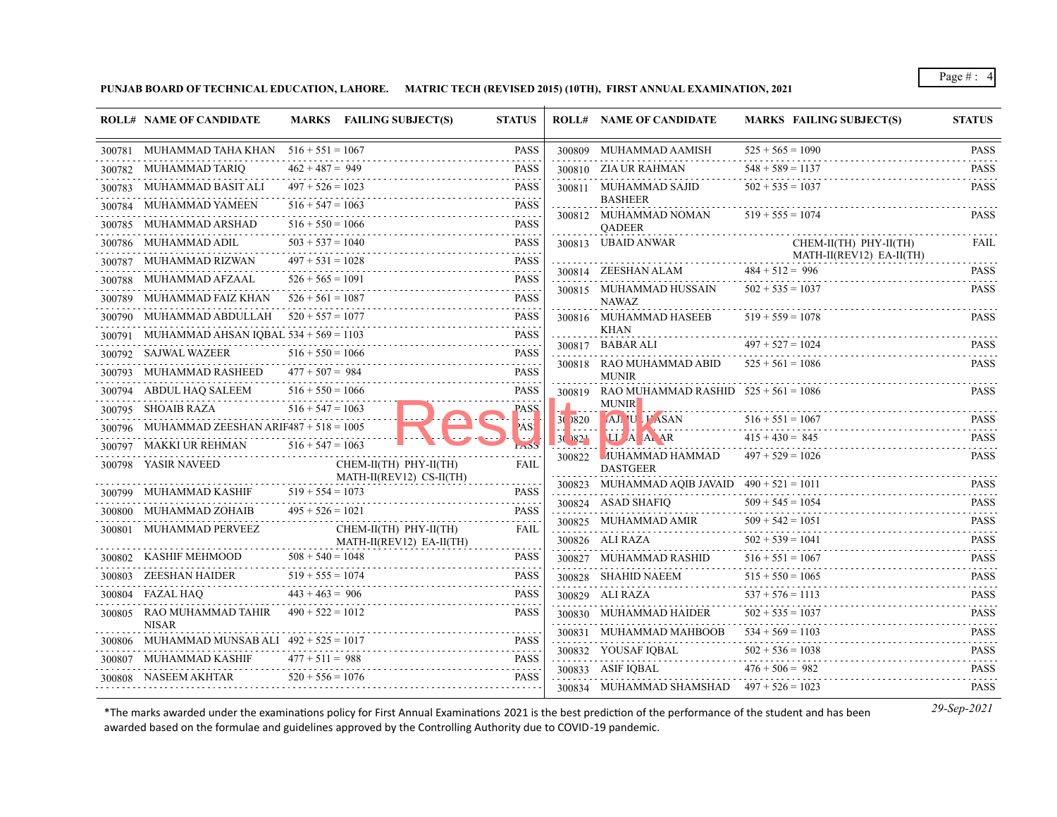**PUNJAB BOARD OF TECHNICAL EDUCATION, LAHORE. MATRIC TECH (REVISED 2015) (10TH), FIRST ANNUAL EXAMINATION, 2021**

| ROLL# | NAME OF CANDIDATE | MARKS | FAILING SUBJECT(S) | STATUS |
|---|---|---|---|---|
| 300781 | MUHAMMAD TAHA KHAN | 516 + 551 = 1067 | | PASS |
| 300782 | MUHAMMAD TARIQ | 462 + 487 = 949 | | PASS |
| 300783 | MUHAMMAD BASIT ALI | 497 + 526 = 1023 | | PASS |
| 300784 | MUHAMMAD YAMEEN | 516 + 547 = 1063 | | PASS |
| 300785 | MUHAMMAD ARSHAD | 516 + 550 = 1066 | | PASS |
| 300786 | MUHAMMAD ADIL | 503 + 537 = 1040 | | PASS |
| 300787 | MUHAMMAD RIZWAN | 497 + 531 = 1028 | | PASS |
| 300788 | MUHAMMAD AFZAAL | 526 + 565 = 1091 | | PASS |
| 300789 | MUHAMMAD FAIZ KHAN | 526 + 561 = 1087 | | PASS |
| 300790 | MUHAMMAD ABDULLAH | 520 + 557 = 1077 | | PASS |
| 300791 | MUHAMMAD AHSAN IQBAL | 534 + 569 = 1103 | | PASS |
| 300792 | SAJWAL WAZEER | 516 + 550 = 1066 | | PASS |
| 300793 | MUHAMMAD RASHEED | 477 + 507 = 984 | | PASS |
| 300794 | ABDUL HAQ SALEEM | 516 + 550 = 1066 | | PASS |
| 300795 | SHOAIB RAZA | 516 + 547 = 1063 | | PASS |
| 300796 | MUHAMMAD ZEESHAN ARIF | 487 + 518 = 1005 | | PASS |
| 300797 | MAKKI UR REHMAN | 516 + 547 = 1063 | | PASS |
| 300798 | YASIR NAVEED | | CHEM-II(TH) PHY-II(TH) MATH-II(REV12) CS-II(TH) | FAIL |
| 300799 | MUHAMMAD KASHIF | 519 + 554 = 1073 | | PASS |
| 300800 | MUHAMMAD ZOHAIB | 495 + 526 = 1021 | | PASS |
| 300801 | MUHAMMAD PERVEEZ | | CHEM-II(TH) PHY-II(TH) MATH-II(REV12) EA-II(TH) | FAIL |
| 300802 | KASHIF MEHMOOD | 508 + 540 = 1048 | | PASS |
| 300803 | ZEESHAN HAIDER | 519 + 555 = 1074 | | PASS |
| 300804 | FAZAL HAQ | 443 + 463 = 906 | | PASS |
| 300805 | RAO MUHAMMAD TAHIR NISAR | 490 + 522 = 1012 | | PASS |
| 300806 | MUHAMMAD MUNSAB ALI | 492 + 525 = 1017 | | PASS |
| 300807 | MUHAMMAD KASHIF | 477 + 511 = 988 | | PASS |
| 300808 | NASEEM AKHTAR | 520 + 556 = 1076 | | PASS |
| 300809 | MUHAMMAD AAMISH | 525 + 565 = 1090 | | PASS |
| 300810 | ZIA UR RAHMAN | 548 + 589 = 1137 | | PASS |
| 300811 | MUHAMMAD SAJID BASHEER | 502 + 535 = 1037 | | PASS |
| 300812 | MUHAMMAD NOMAN QADEER | 519 + 555 = 1074 | | PASS |
| 300813 | UBAID ANWAR | | CHEM-II(TH) PHY-II(TH) MATH-II(REV12) EA-II(TH) | FAIL |
| 300814 | ZEESHAN ALAM | 484 + 512 = 996 | | PASS |
| 300815 | MUHAMMAD HUSSAIN NAWAZ | 502 + 535 = 1037 | | PASS |
| 300816 | MUHAMMAD HASEEB KHAN | 519 + 559 = 1078 | | PASS |
| 300817 | BABAR ALI | 497 + 527 = 1024 | | PASS |
| 300818 | RAO MUHAMMAD ABID MUNIR | 525 + 561 = 1086 | | PASS |
| 300819 | RAO MUHAMMAD RASHID MUNIR | 525 + 561 = 1086 | | PASS |
| 300820 | SAJJAD UL HASAN | 516 + 551 = 1067 | | PASS |
| 300821 | ALI AKBAR | 415 + 430 = 845 | | PASS |
| 300822 | MUHAMMAD HAMMAD DASTGEER | 497 + 529 = 1026 | | PASS |
| 300823 | MUHAMMAD AQIB JAVAID | 490 + 521 = 1011 | | PASS |
| 300824 | ASAD SHAFIQ | 509 + 545 = 1054 | | PASS |
| 300825 | MUHAMMAD AMIR | 509 + 542 = 1051 | | PASS |
| 300826 | ALI RAZA | 502 + 539 = 1041 | | PASS |
| 300827 | MUHAMMAD RASHID | 516 + 551 = 1067 | | PASS |
| 300828 | SHAHID NAEEM | 515 + 550 = 1065 | | PASS |
| 300829 | ALI RAZA | 537 + 576 = 1113 | | PASS |
| 300830 | MUHAMMAD HAIDER | 502 + 535 = 1037 | | PASS |
| 300831 | MUHAMMAD MAHBOOB | 534 + 569 = 1103 | | PASS |
| 300832 | YOUSAF IQBAL | 502 + 536 = 1038 | | PASS |
| 300833 | ASIF IQBAL | 476 + 506 = 982 | | PASS |
| 300834 | MUHAMMAD SHAMSHAD | 497 + 526 = 1023 | | PASS |

*The marks awarded under the examinations policy for First Annual Examinations 2021 is the best prediction of the performance of the student and has been awarded based on the formulae and guidelines approved by the Controlling Authority due to COVID-19 pandemic.

*29-Sep-2021*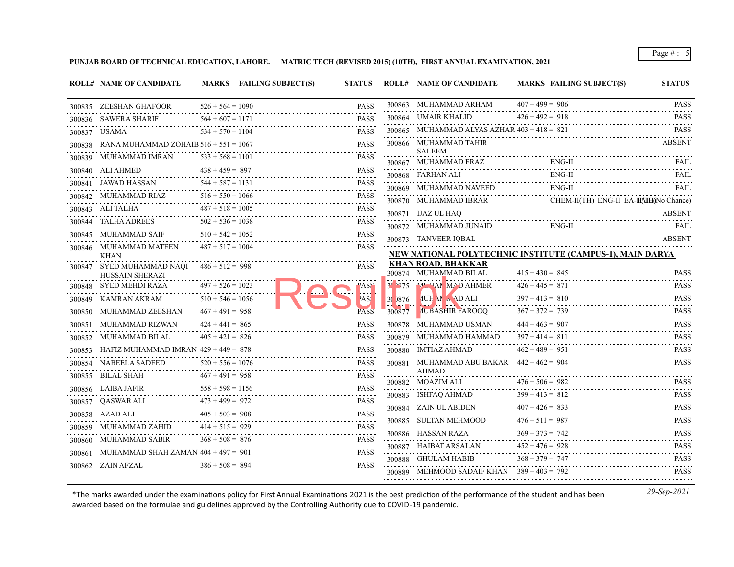PUNJAB BOARD OF TECHNICAL EDUCATION, LAHORE. MATRIC TECH (REVISED 2015) (10TH), FIRST ANNUAL EXAMINATION, 2021

| ROLL# | NAME OF CANDIDATE | MARKS | FAILING SUBJECT(S) | STATUS |
|---|---|---|---|---|
| 300835 | ZEESHAN GHAFOOR | 526 + 564 = 1090 | | PASS |
| 300836 | SAWERA SHARIF | 564 + 607 = 1171 | | PASS |
| 300837 | USAMA | 534 + 570 = 1104 | | PASS |
| 300838 | RANA MUHAMMAD ZOHAIB | 516 + 551 = 1067 | | PASS |
| 300839 | MUHAMMAD IMRAN | 533 + 568 = 1101 | | PASS |
| 300840 | ALI AHMED | 438 + 459 = 897 | | PASS |
| 300841 | JAWAD HASSAN | 544 + 587 = 1131 | | PASS |
| 300842 | MUHAMMAD RIAZ | 516 + 550 = 1066 | | PASS |
| 300843 | ALI TALHA | 487 + 518 = 1005 | | PASS |
| 300844 | TALHA ADREES | 502 + 536 = 1038 | | PASS |
| 300845 | MUHAMMAD SAIF | 510 + 542 = 1052 | | PASS |
| 300846 | MUHAMMAD MATEEN KHAN | 487 + 517 = 1004 | | PASS |
| 300847 | SYED MUHAMMAD NAQI HUSSAIN SHERAZI | 486 + 512 = 998 | | PASS |
| 300848 | SYED MEHDI RAZA | 497 + 526 = 1023 | | PASS |
| 300849 | KAMRAN AKRAM | 510 + 546 = 1056 | | PASS |
| 300850 | MUHAMMAD ZEESHAN | 467 + 491 = 958 | | PASS |
| 300851 | MUHAMMAD RIZWAN | 424 + 441 = 865 | | PASS |
| 300852 | MUHAMMAD BILAL | 405 + 421 = 826 | | PASS |
| 300853 | HAFIZ MUHAMMAD IMRAN | 429 + 449 = 878 | | PASS |
| 300854 | NABEELA SADEED | 520 + 556 = 1076 | | PASS |
| 300855 | BILAL SHAH | 467 + 491 = 958 | | PASS |
| 300856 | LAIBA JAFIR | 558 + 598 = 1156 | | PASS |
| 300857 | QASWAR ALI | 473 + 499 = 972 | | PASS |
| 300858 | AZAD ALI | 405 + 503 = 908 | | PASS |
| 300859 | MUHAMMAD ZAHID | 414 + 515 = 929 | | PASS |
| 300860 | MUHAMMAD SABIR | 368 + 508 = 876 | | PASS |
| 300861 | MUHAMMAD SHAH ZAMAN | 404 + 497 = 901 | | PASS |
| 300862 | ZAIN AFZAL | 386 + 508 = 894 | | PASS |
| 300863 | MUHAMMAD ARHAM | 407 + 499 = 906 | | PASS |
| 300864 | UMAIR KHALID | 426 + 492 = 918 | | PASS |
| 300865 | MUHAMMAD ALYAS AZHAR | 403 + 418 = 821 | | PASS |
| 300866 | MUHAMMAD TAHIR SALEEM | | | ABSENT |
| 300867 | MUHAMMAD FRAZ | | ENG-II | FAIL |
| 300868 | FARHAN ALI | | ENG-II | FAIL |
| 300869 | MUHAMMAD NAVEED | | ENG-II | FAIL |
| 300870 | MUHAMMAD IBRAR | | CHEM-II(TH) ENG-II EA-II(TH) | FAIL (No Chance) |
| 300871 | IJAZ UL HAQ | | | ABSENT |
| 300872 | MUHAMMAD JUNAID | | ENG-II | FAIL |
| 300873 | TANVEER IQBAL | | | ABSENT |

**NEW NATIONAL POLYTECHNIC INSTITUTE (CAMPUS-1), MAIN DARYA KHAN ROAD, BHAKKAR**

| ROLL# | NAME OF CANDIDATE | MARKS | FAILING SUBJECT(S) | STATUS |
|---|---|---|---|---|
| 300874 | MUHAMMAD BILAL | 415 + 430 = 845 | | PASS |
| 300875 | MUHAMMAD AHMER | 426 + 445 = 871 | | PASS |
| 300876 | MUHAMMAD ALI | 397 + 413 = 810 | | PASS |
| 300877 | MUBASHIR FAROOQ | 367 + 372 = 739 | | PASS |
| 300878 | MUHAMMAD USMAN | 444 + 463 = 907 | | PASS |
| 300879 | MUHAMMAD HAMMAD | 397 + 414 = 811 | | PASS |
| 300880 | IMTIAZ AHMAD | 462 + 489 = 951 | | PASS |
| 300881 | MUHAMMAD ABU BAKAR AHMAD | 442 + 462 = 904 | | PASS |
| 300882 | MOAZIM ALI | 476 + 506 = 982 | | PASS |
| 300883 | ISHFAQ AHMAD | 399 + 413 = 812 | | PASS |
| 300884 | ZAIN UL ABIDEN | 407 + 426 = 833 | | PASS |
| 300885 | SULTAN MEHMOOD | 476 + 511 = 987 | | PASS |
| 300886 | HASSAN RAZA | 369 + 373 = 742 | | PASS |
| 300887 | HAIBAT ARSALAN | 452 + 476 = 928 | | PASS |
| 300888 | GHULAM HABIB | 368 + 379 = 747 | | PASS |
| 300889 | MEHMOOD SADAIF KHAN | 389 + 403 = 792 | | PASS |

*The marks awarded under the examinations policy for First Annual Examinations 2021 is the best prediction of the performance of the student and has been awarded based on the formulae and guidelines approved by the Controlling Authority due to COVID-19 pandemic.

*29-Sep-2021*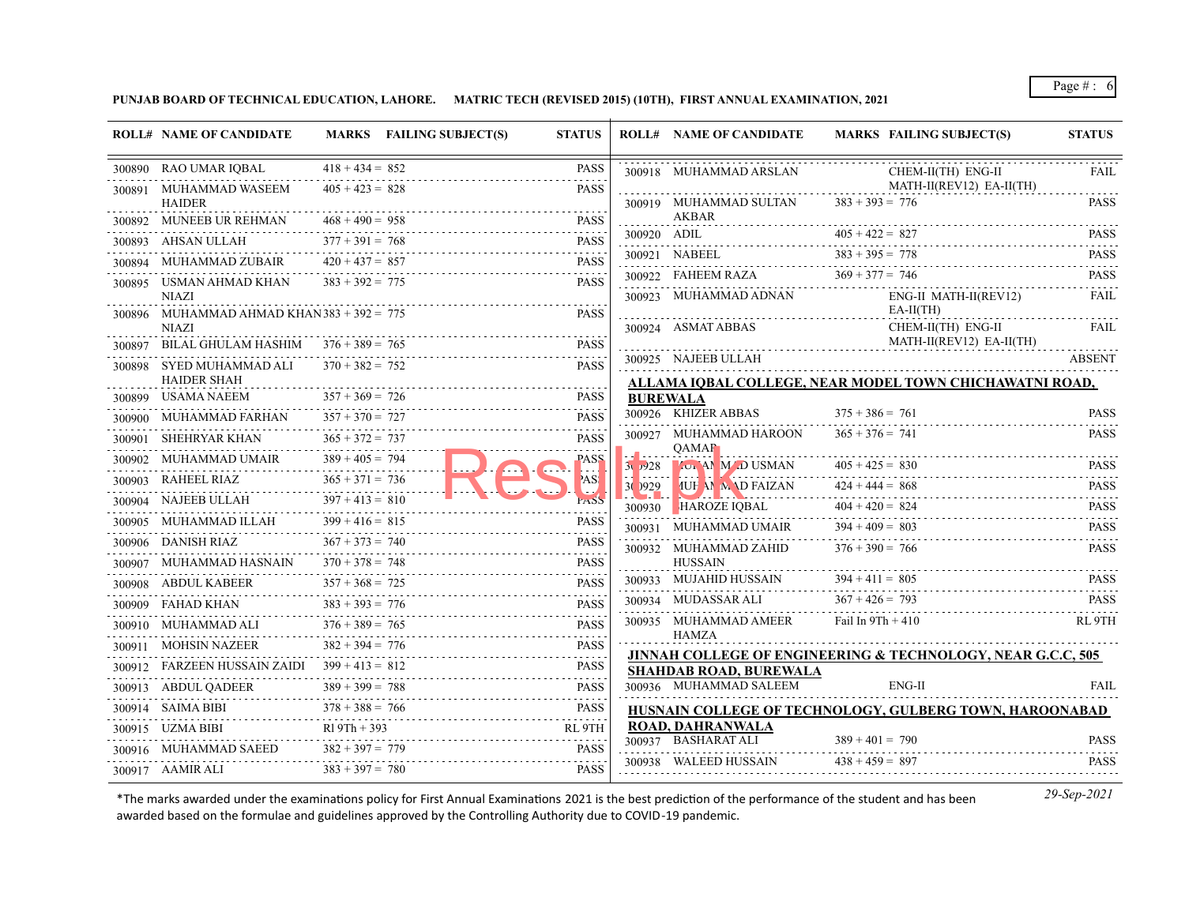**PUNJAB BOARD OF TECHNICAL EDUCATION, LAHORE. MATRIC TECH (REVISED 2015) (10TH), FIRST ANNUAL EXAMINATION, 2021**

| ROLL# | NAME OF CANDIDATE | MARKS | FAILING SUBJECT(S) | STATUS |
|---|---|---|---|---|
| 300890 | RAO UMAR IQBAL | 418 + 434 = 852 | | PASS |
| 300891 | MUHAMMAD WASEEM HAIDER | 405 + 423 = 828 | | PASS |
| 300892 | MUNEEB UR REHMAN | 468 + 490 = 958 | | PASS |
| 300893 | AHSAN ULLAH | 377 + 391 = 768 | | PASS |
| 300894 | MUHAMMAD ZUBAIR | 420 + 437 = 857 | | PASS |
| 300895 | USMAN AHMAD KHAN NIAZI | 383 + 392 = 775 | | PASS |
| 300896 | MUHAMMAD AHMAD KHAN NIAZI | 383 + 392 = 775 | | PASS |
| 300897 | BILAL GHULAM HASHIM | 376 + 389 = 765 | | PASS |
| 300898 | SYED MUHAMMAD ALI HAIDER SHAH | 370 + 382 = 752 | | PASS |
| 300899 | USAMA NAEEM | 357 + 369 = 726 | | PASS |
| 300900 | MUHAMMAD FARHAN | 357 + 370 = 727 | | PASS |
| 300901 | SHEHRYAR KHAN | 365 + 372 = 737 | | PASS |
| 300902 | MUHAMMAD UMAIR | 389 + 405 = 794 | | PASS |
| 300903 | RAHEEL RIAZ | 365 + 371 = 736 | | PASS |
| 300904 | NAJEEB ULLAH | 397 + 413 = 810 | | PASS |
| 300905 | MUHAMMAD ILLAH | 399 + 416 = 815 | | PASS |
| 300906 | DANISH RIAZ | 367 + 373 = 740 | | PASS |
| 300907 | MUHAMMAD HASNAIN | 370 + 378 = 748 | | PASS |
| 300908 | ABDUL KABEER | 357 + 368 = 725 | | PASS |
| 300909 | FAHAD KHAN | 383 + 393 = 776 | | PASS |
| 300910 | MUHAMMAD ALI | 376 + 389 = 765 | | PASS |
| 300911 | MOHSIN NAZEER | 382 + 394 = 776 | | PASS |
| 300912 | FARZEEN HUSSAIN ZAIDI | 399 + 413 = 812 | | PASS |
| 300913 | ABDUL QADEER | 389 + 399 = 788 | | PASS |
| 300914 | SAIMA BIBI | 378 + 388 = 766 | | PASS |
| 300915 | UZMA BIBI | Rl 9Th + 393 | | RL 9TH |
| 300916 | MUHAMMAD SAEED | 382 + 397 = 779 | | PASS |
| 300917 | AAMIR ALI | 383 + 397 = 780 | | PASS |
| 300918 | MUHAMMAD ARSLAN | | CHEM-II(TH) ENG-II MATH-II(REV12) EA-II(TH) | FAIL |
| 300919 | MUHAMMAD SULTAN AKBAR | 383 + 393 = 776 | | PASS |
| 300920 | ADIL | 405 + 422 = 827 | | PASS |
| 300921 | NABEEL | 383 + 395 = 778 | | PASS |
| 300922 | FAHEEM RAZA | 369 + 377 = 746 | | PASS |
| 300923 | MUHAMMAD ADNAN | | ENG-II MATH-II(REV12) EA-II(TH) | FAIL |
| 300924 | ASMAT ABBAS | | CHEM-II(TH) ENG-II MATH-II(REV12) EA-II(TH) | FAIL |
| 300925 | NAJEEB ULLAH | | | ABSENT |

**ALLAMA IQBAL COLLEGE, NEAR MODEL TOWN CHICHAWATNI ROAD, BUREWALA**

| ROLL# | NAME OF CANDIDATE | MARKS | FAILING SUBJECT(S) | STATUS |
|---|---|---|---|---|
| 300926 | KHIZER ABBAS | 375 + 386 = 761 | | PASS |
| 300927 | MUHAMMAD HAROON QAMAR | 365 + 376 = 741 | | PASS |
| 300928 | MUHAMMAD USMAN | 405 + 425 = 830 | | PASS |
| 300929 | MUHAMMAD FAIZAN | 424 + 444 = 868 | | PASS |
| 300930 | SHAROZE IQBAL | 404 + 420 = 824 | | PASS |
| 300931 | MUHAMMAD UMAIR | 394 + 409 = 803 | | PASS |
| 300932 | MUHAMMAD ZAHID HUSSAIN | 376 + 390 = 766 | | PASS |
| 300933 | MUJAHID HUSSAIN | 394 + 411 = 805 | | PASS |
| 300934 | MUDASSAR ALI | 367 + 426 = 793 | | PASS |
| 300935 | MUHAMMAD AMEER HAMZA | Fail In 9Th + 410 | | RL 9TH |

**JINNAH COLLEGE OF ENGINEERING & TECHNOLOGY, NEAR G.C.C, 505 SHAHDAB ROAD, BUREWALA**

| ROLL# | NAME OF CANDIDATE | MARKS | FAILING SUBJECT(S) | STATUS |
|---|---|---|---|---|
| 300936 | MUHAMMAD SALEEM | | ENG-II | FAIL |

**HUSNAIN COLLEGE OF TECHNOLOGY, GULBERG TOWN, HAROONABAD ROAD, DAHRANWALA**

| ROLL# | NAME OF CANDIDATE | MARKS | FAILING SUBJECT(S) | STATUS |
|---|---|---|---|---|
| 300937 | BASHARAT ALI | 389 + 401 = 790 | | PASS |
| 300938 | WALEED HUSSAIN | 438 + 459 = 897 | | PASS |

*The marks awarded under the examinations policy for First Annual Examinations 2021 is the best prediction of the performance of the student and has been awarded based on the formulae and guidelines approved by the Controlling Authority due to COVID-19 pandemic.

*29-Sep-2021*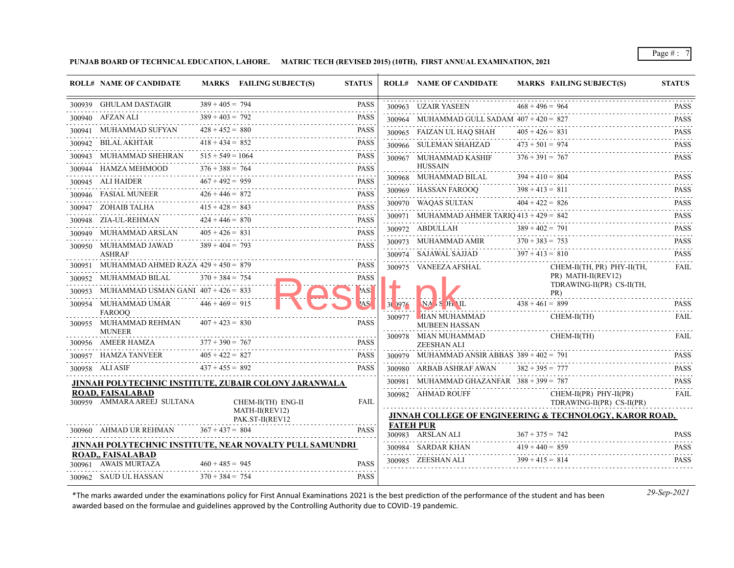**PUNJAB BOARD OF TECHNICAL EDUCATION, LAHORE. MATRIC TECH (REVISED 2015) (10TH), FIRST ANNUAL EXAMINATION, 2021**

| ROLL# | NAME OF CANDIDATE | MARKS | FAILING SUBJECT(S) | STATUS |
|---|---|---|---|---|
| 300939 | GHULAM DASTAGIR | 389 + 405 = 794 | | PASS |
| 300940 | AFZAN ALI | 389 + 403 = 792 | | PASS |
| 300941 | MUHAMMAD SUFYAN | 428 + 452 = 880 | | PASS |
| 300942 | BILAL AKHTAR | 418 + 434 = 852 | | PASS |
| 300943 | MUHAMMAD SHEHRAN | 515 + 549 = 1064 | | PASS |
| 300944 | HAMZA MEHMOOD | 376 + 388 = 764 | | PASS |
| 300945 | ALI HAIDER | 467 + 492 = 959 | | PASS |
| 300946 | FASIAL MUNEER | 426 + 446 = 872 | | PASS |
| 300947 | ZOHAIB TALHA | 415 + 428 = 843 | | PASS |
| 300948 | ZIA-UL-REHMAN | 424 + 446 = 870 | | PASS |
| 300949 | MUHAMMAD ARSLAN | 405 + 426 = 831 | | PASS |
| 300950 | MUHAMMAD JAWAD ASHRAF | 389 + 404 = 793 | | PASS |
| 300951 | MUHAMMAD AHMED RAZA | 429 + 450 = 879 | | PASS |
| 300952 | MUHAMMAD BILAL | 370 + 384 = 754 | | PASS |
| 300953 | MUHAMMAD USMAN GANI | 407 + 426 = 833 | | PASS |
| 300954 | MUHAMMAD UMAR FAROOQ | 446 + 469 = 915 | | PASS |
| 300955 | MUHAMMAD REHMAN MUNEER | 407 + 423 = 830 | | PASS |
| 300956 | AMEER HAMZA | 377 + 390 = 767 | | PASS |
| 300957 | HAMZA TANVEER | 405 + 422 = 827 | | PASS |
| 300958 | ALI ASIF | 437 + 455 = 892 | | PASS |

**JINNAH POLYTECHNIC INSTITUTE, ZUBAIR COLONY JARANWALA ROAD, FAISALABAD**

| ROLL# | NAME OF CANDIDATE | MARKS | FAILING SUBJECT(S) | STATUS |
|---|---|---|---|---|
| 300959 | AMMARA AREEJ SULTANA | | CHEM-II(TH) ENG-II MATH-II(REV12) PAK.ST-II(REV12 | FAIL |
| 300960 | AHMAD UR REHMAN | 367 + 437 = 804 | | PASS |

**JINNAH POLYTECHNIC INSTITUTE, NEAR NOVALTY PULL SAMUNDRI ROAD,, FAISALABAD**

| ROLL# | NAME OF CANDIDATE | MARKS | FAILING SUBJECT(S) | STATUS |
|---|---|---|---|---|
| 300961 | AWAIS MURTAZA | 460 + 485 = 945 | | PASS |
| 300962 | SAUD UL HASSAN | 370 + 384 = 754 | | PASS |
| 300963 | UZAIR YASEEN | 468 + 496 = 964 | | PASS |
| 300964 | MUHAMMAD GULL SADAM | 407 + 420 = 827 | | PASS |
| 300965 | FAIZAN UL HAQ SHAH | 405 + 426 = 831 | | PASS |
| 300966 | SULEMAN SHAHZAD | 473 + 501 = 974 | | PASS |
| 300967 | MUHAMMAD KASHIF HUSSAIN | 376 + 391 = 767 | | PASS |
| 300968 | MUHAMMAD BILAL | 394 + 410 = 804 | | PASS |
| 300969 | HASSAN FAROOQ | 398 + 413 = 811 | | PASS |
| 300970 | WAQAS SULTAN | 404 + 422 = 826 | | PASS |
| 300971 | MUHAMMAD AHMER TARIQ | 413 + 429 = 842 | | PASS |
| 300972 | ABDULLAH | 389 + 402 = 791 | | PASS |
| 300973 | MUHAMMAD AMIR | 370 + 383 = 753 | | PASS |
| 300974 | SAJAWAL SAJJAD | 397 + 413 = 810 | | PASS |
| 300975 | VANEEZA AFSHAL | | CHEM-II(TH, PR) PHY-II(TH, PR) MATH-II(REV12) TDRAWING-II(PR) CS-II(TH, PR) | FAIL |
| 300976 | NAVS SOHAIL | 438 + 461 = 899 | | PASS |
| 300977 | MIAN MUHAMMAD MUBEEN HASSAN | | CHEM-II(TH) | FAIL |
| 300978 | MIAN MUHAMMAD ZEESHAN ALI | | CHEM-II(TH) | FAIL |
| 300979 | MUHAMMAD ANSIR ABBAS | 389 + 402 = 791 | | PASS |
| 300980 | ARBAB ASHRAF AWAN | 382 + 395 = 777 | | PASS |
| 300981 | MUHAMMAD GHAZANFAR | 388 + 399 = 787 | | PASS |
| 300982 | AHMAD ROUFF | | CHEM-II(PR) PHY-II(PR) TDRAWING-II(PR) CS-II(PR) | FAIL |

**JINNAH COLLEGE OF ENGINEERING & TECHNOLOGY, KAROR ROAD, FATEH PUR**

| ROLL# | NAME OF CANDIDATE | MARKS | FAILING SUBJECT(S) | STATUS |
|---|---|---|---|---|
| 300983 | ARSLAN ALI | 367 + 375 = 742 | | PASS |
| 300984 | SARDAR KHAN | 419 + 440 = 859 | | PASS |
| 300985 | ZEESHAN ALI | 399 + 415 = 814 | | PASS |

*The marks awarded under the examinations policy for First Annual Examinations 2021 is the best prediction of the performance of the student and has been awarded based on the formulae and guidelines approved by the Controlling Authority due to COVID-19 pandemic.

*29-Sep-2021*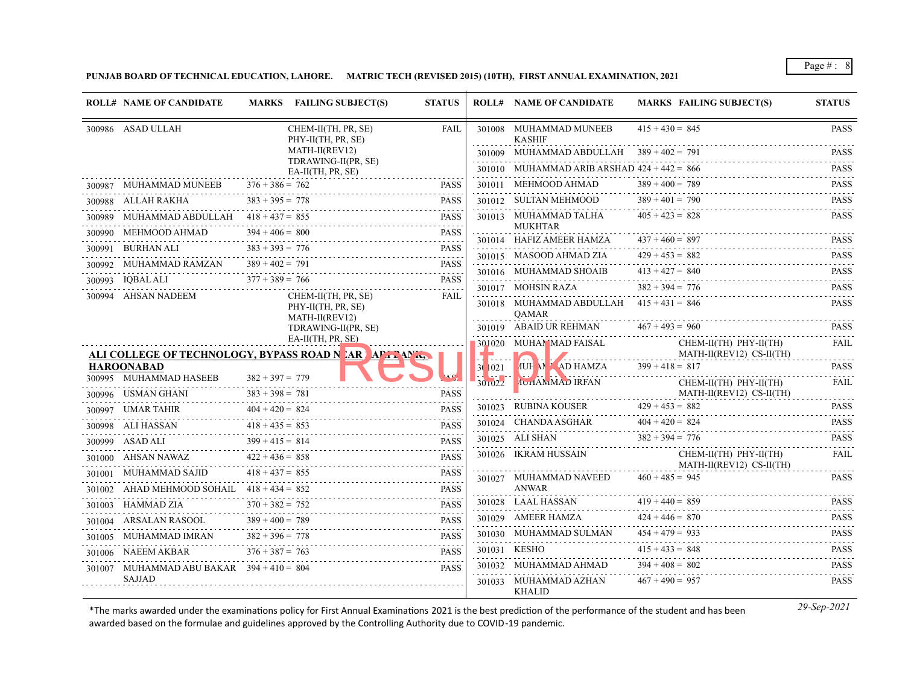**PUNJAB BOARD OF TECHNICAL EDUCATION, LAHORE. MATRIC TECH (REVISED 2015) (10TH), FIRST ANNUAL EXAMINATION, 2021**

| ROLL# | NAME OF CANDIDATE | MARKS | FAILING SUBJECT(S) | STATUS |
|---|---|---|---|---|
| 300986 | ASAD ULLAH | | CHEM-II(TH, PR, SE) PHY-II(TH, PR, SE) MATH-II(REV12) TDRAWING-II(PR, SE) EA-II(TH, PR, SE) | FAIL |
| 300987 | MUHAMMAD MUNEEB | 376 + 386 = 762 | | PASS |
| 300988 | ALLAH RAKHA | 383 + 395 = 778 | | PASS |
| 300989 | MUHAMMAD ABDULLAH | 418 + 437 = 855 | | PASS |
| 300990 | MEHMOOD AHMAD | 394 + 406 = 800 | | PASS |
| 300991 | BURHAN ALI | 383 + 393 = 776 | | PASS |
| 300992 | MUHAMMAD RAMZAN | 389 + 402 = 791 | | PASS |
| 300993 | IQBAL ALI | 377 + 389 = 766 | | PASS |
| 300994 | AHSAN NADEEM | | CHEM-II(TH, PR, SE) PHY-II(TH, PR, SE) MATH-II(REV12) TDRAWING-II(PR, SE) EA-II(TH, PR, SE) | FAIL |

**ALI COLLEGE OF TECHNOLOGY, BYPASS ROAD NEAR ADP BANK, HAROONABAD**

| ROLL# | NAME OF CANDIDATE | MARKS | FAILING SUBJECT(S) | STATUS |
|---|---|---|---|---|
| 300995 | MUHAMMAD HASEEB | 382 + 397 = 779 | | PASS |
| 300996 | USMAN GHANI | 383 + 398 = 781 | | PASS |
| 300997 | UMAR TAHIR | 404 + 420 = 824 | | PASS |
| 300998 | ALI HASSAN | 418 + 435 = 853 | | PASS |
| 300999 | ASAD ALI | 399 + 415 = 814 | | PASS |
| 301000 | AHSAN NAWAZ | 422 + 436 = 858 | | PASS |
| 301001 | MUHAMMAD SAJID | 418 + 437 = 855 | | PASS |
| 301002 | AHAD MEHMOOD SOHAIL | 418 + 434 = 852 | | PASS |
| 301003 | HAMMAD ZIA | 370 + 382 = 752 | | PASS |
| 301004 | ARSALAN RASOOL | 389 + 400 = 789 | | PASS |
| 301005 | MUHAMMAD IMRAN | 382 + 396 = 778 | | PASS |
| 301006 | NAEEM AKBAR | 376 + 387 = 763 | | PASS |
| 301007 | MUHAMMAD ABU BAKAR SAJJAD | 394 + 410 = 804 | | PASS |
| 301008 | MUHAMMAD MUNEEB KASHIF | 415 + 430 = 845 | | PASS |
| 301009 | MUHAMMAD ABDULLAH | 389 + 402 = 791 | | PASS |
| 301010 | MUHAMMAD ARIB ARSHAD | 424 + 442 = 866 | | PASS |
| 301011 | MEHMOOD AHMAD | 389 + 400 = 789 | | PASS |
| 301012 | SULTAN MEHMOOD | 389 + 401 = 790 | | PASS |
| 301013 | MUHAMMAD TALHA MUKHTAR | 405 + 423 = 828 | | PASS |
| 301014 | HAFIZ AMEER HAMZA | 437 + 460 = 897 | | PASS |
| 301015 | MASOOD AHMAD ZIA | 429 + 453 = 882 | | PASS |
| 301016 | MUHAMMAD SHOAIB | 413 + 427 = 840 | | PASS |
| 301017 | MOHSIN RAZA | 382 + 394 = 776 | | PASS |
| 301018 | MUHAMMAD ABDULLAH QAMAR | 415 + 431 = 846 | | PASS |
| 301019 | ABAID UR REHMAN | 467 + 493 = 960 | | PASS |
| 301020 | MUHAMMAD FAISAL | | CHEM-II(TH) PHY-II(TH) MATH-II(REV12) CS-II(TH) | FAIL |
| 301021 | MUHAMMAD HAMZA | 399 + 418 = 817 | | PASS |
| 301022 | MUHAMMAD IRFAN | | CHEM-II(TH) PHY-II(TH) MATH-II(REV12) CS-II(TH) | FAIL |
| 301023 | RUBINA KOUSER | 429 + 453 = 882 | | PASS |
| 301024 | CHANDA ASGHAR | 404 + 420 = 824 | | PASS |
| 301025 | ALI SHAN | 382 + 394 = 776 | | PASS |
| 301026 | IKRAM HUSSAIN | | CHEM-II(TH) PHY-II(TH) MATH-II(REV12) CS-II(TH) | FAIL |
| 301027 | MUHAMMAD NAVEED ANWAR | 460 + 485 = 945 | | PASS |
| 301028 | LAAL HASSAN | 419 + 440 = 859 | | PASS |
| 301029 | AMEER HAMZA | 424 + 446 = 870 | | PASS |
| 301030 | MUHAMMAD SULMAN | 454 + 479 = 933 | | PASS |
| 301031 | KESHO | 415 + 433 = 848 | | PASS |
| 301032 | MUHAMMAD AHMAD | 394 + 408 = 802 | | PASS |
| 301033 | MUHAMMAD AZHAN KHALID | 467 + 490 = 957 | | PASS |

*The marks awarded under the examinations policy for First Annual Examinations 2021 is the best prediction of the performance of the student and has been awarded based on the formulae and guidelines approved by the Controlling Authority due to COVID-19 pandemic.

*29-Sep-2021*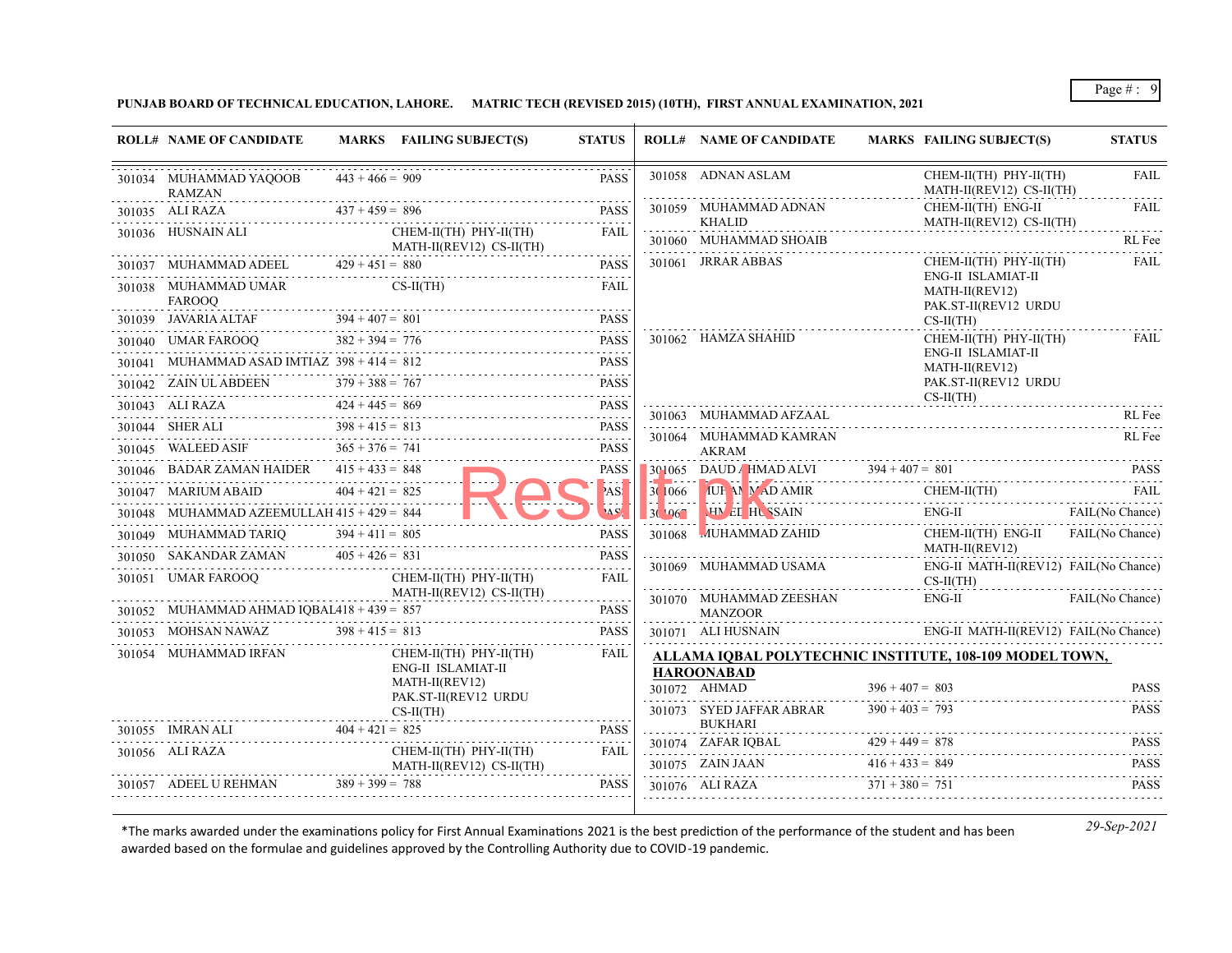**PUNJAB BOARD OF TECHNICAL EDUCATION, LAHORE. MATRIC TECH (REVISED 2015) (10TH), FIRST ANNUAL EXAMINATION, 2021**

| ROLL# | NAME OF CANDIDATE | MARKS | FAILING SUBJECT(S) | STATUS |
|---|---|---|---|---|
| 301034 | MUHAMMAD YAQOOB RAMZAN | 443 + 466 = 909 | | PASS |
| 301035 | ALI RAZA | 437 + 459 = 896 | | PASS |
| 301036 | HUSNAIN ALI | | CHEM-II(TH) PHY-II(TH) MATH-II(REV12) CS-II(TH) | FAIL |
| 301037 | MUHAMMAD ADEEL | 429 + 451 = 880 | | PASS |
| 301038 | MUHAMMAD UMAR FAROOQ | | CS-II(TH) | FAIL |
| 301039 | JAVARIA ALTAF | 394 + 407 = 801 | | PASS |
| 301040 | UMAR FAROOQ | 382 + 394 = 776 | | PASS |
| 301041 | MUHAMMAD ASAD IMTIAZ | 398 + 414 = 812 | | PASS |
| 301042 | ZAIN UL ABDEEN | 379 + 388 = 767 | | PASS |
| 301043 | ALI RAZA | 424 + 445 = 869 | | PASS |
| 301044 | SHER ALI | 398 + 415 = 813 | | PASS |
| 301045 | WALEED ASIF | 365 + 376 = 741 | | PASS |
| 301046 | BADAR ZAMAN HAIDER | 415 + 433 = 848 | | PASS |
| 301047 | MARIUM ABAID | 404 + 421 = 825 | | PASS |
| 301048 | MUHAMMAD AZEEMULLAH | 415 + 429 = 844 | | PASS |
| 301049 | MUHAMMAD TARIQ | 394 + 411 = 805 | | PASS |
| 301050 | SAKANDAR ZAMAN | 405 + 426 = 831 | | PASS |
| 301051 | UMAR FAROOQ | | CHEM-II(TH) PHY-II(TH) MATH-II(REV12) CS-II(TH) | FAIL |
| 301052 | MUHAMMAD AHMAD IQBAL | 418 + 439 = 857 | | PASS |
| 301053 | MOHSAN NAWAZ | 398 + 415 = 813 | | PASS |
| 301054 | MUHAMMAD IRFAN | | CHEM-II(TH) PHY-II(TH) ENG-II ISLAMIAT-II MATH-II(REV12) PAK.ST-II(REV12 URDU CS-II(TH) | FAIL |
| 301055 | IMRAN ALI | 404 + 421 = 825 | | PASS |
| 301056 | ALI RAZA | | CHEM-II(TH) PHY-II(TH) MATH-II(REV12) CS-II(TH) | FAIL |
| 301057 | ADEEL U REHMAN | 389 + 399 = 788 | | PASS |
| 301058 | ADNAN ASLAM | | CHEM-II(TH) PHY-II(TH) MATH-II(REV12) CS-II(TH) | FAIL |
| 301059 | MUHAMMAD ADNAN KHALID | | CHEM-II(TH) ENG-II MATH-II(REV12) CS-II(TH) | FAIL |
| 301060 | MUHAMMAD SHOAIB | | | RL Fee |
| 301061 | JRRAR ABBAS | | CHEM-II(TH) PHY-II(TH) ENG-II ISLAMIAT-II MATH-II(REV12) PAK.ST-II(REV12 URDU CS-II(TH) | FAIL |
| 301062 | HAMZA SHAHID | | CHEM-II(TH) PHY-II(TH) ENG-II ISLAMIAT-II MATH-II(REV12) PAK.ST-II(REV12 URDU CS-II(TH) | FAIL |
| 301063 | MUHAMMAD AFZAAL | | | RL Fee |
| 301064 | MUHAMMAD KAMRAN AKRAM | | | RL Fee |
| 301065 | DAUD AHMAD ALVI | 394 + 407 = 801 | | PASS |
| 301066 | MUHAMMAD AMIR | | CHEM-II(TH) | FAIL |
| 301067 | AHMED HUSSAIN | | ENG-II | FAIL(No Chance) |
| 301068 | MUHAMMAD ZAHID | | CHEM-II(TH) ENG-II MATH-II(REV12) | FAIL(No Chance) |
| 301069 | MUHAMMAD USAMA | | ENG-II MATH-II(REV12) CS-II(TH) | FAIL(No Chance) |
| 301070 | MUHAMMAD ZEESHAN MANZOOR | | ENG-II | FAIL(No Chance) |
| 301071 | ALI HUSNAIN | | ENG-II MATH-II(REV12) | FAIL(No Chance) |

**ALLAMA IQBAL POLYTECHNIC INSTITUTE, 108-109 MODEL TOWN, HAROONABAD**

| ROLL# | NAME OF CANDIDATE | MARKS | FAILING SUBJECT(S) | STATUS |
|---|---|---|---|---|
| 301072 | AHMAD | 396 + 407 = 803 | | PASS |
| 301073 | SYED JAFFAR ABRAR BUKHARI | 390 + 403 = 793 | | PASS |
| 301074 | ZAFAR IQBAL | 429 + 449 = 878 | | PASS |
| 301075 | ZAIN JAAN | 416 + 433 = 849 | | PASS |
| 301076 | ALI RAZA | 371 + 380 = 751 | | PASS |

*The marks awarded under the examinations policy for First Annual Examinations 2021 is the best prediction of the performance of the student and has been awarded based on the formulae and guidelines approved by the Controlling Authority due to COVID-19 pandemic.

*29-Sep-2021*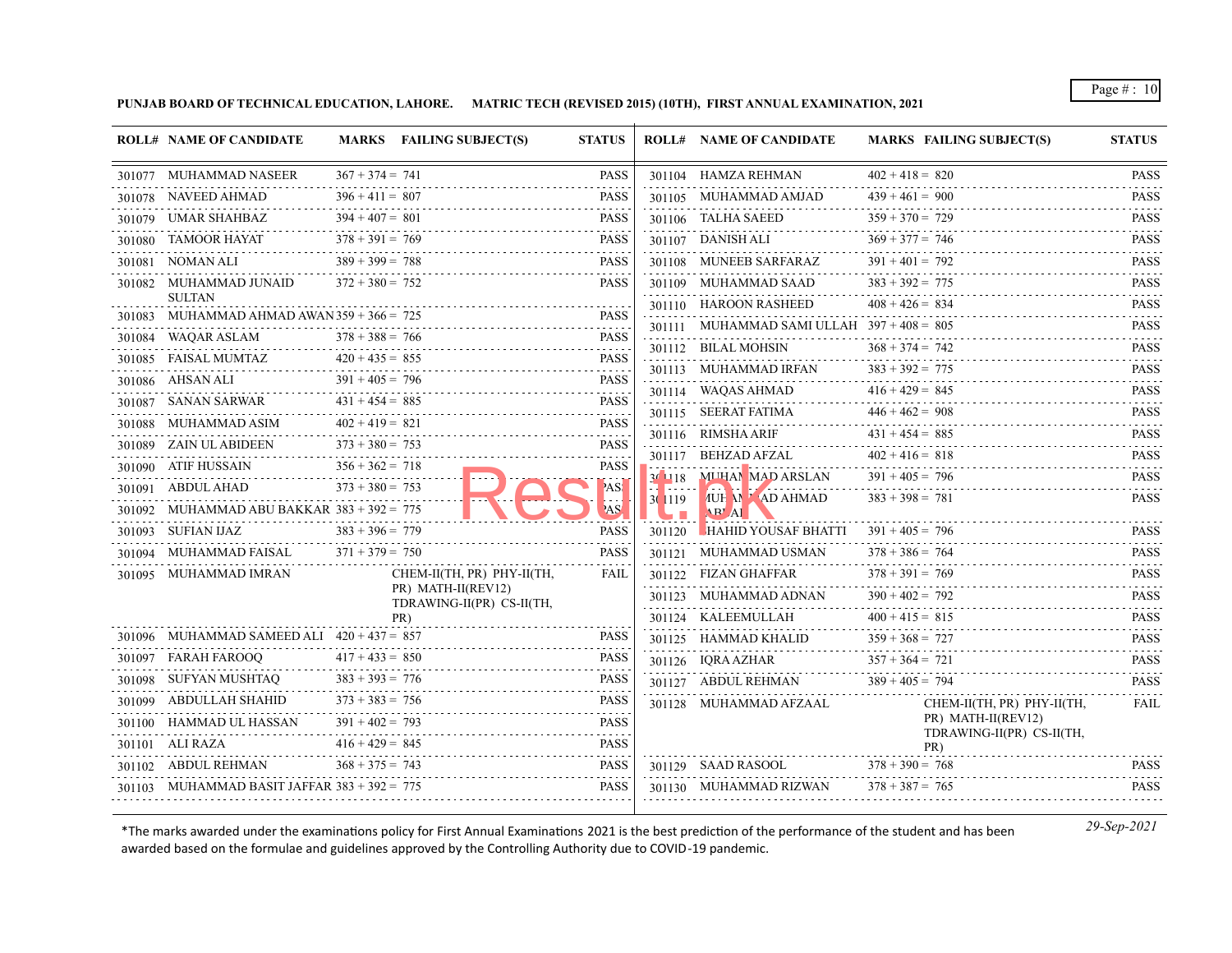**PUNJAB BOARD OF TECHNICAL EDUCATION, LAHORE. MATRIC TECH (REVISED 2015) (10TH), FIRST ANNUAL EXAMINATION, 2021**

| ROLL# | NAME OF CANDIDATE | MARKS | FAILING SUBJECT(S) | STATUS |
|---|---|---|---|---|
| 301077 | MUHAMMAD NASEER | 367 + 374 = 741 | | PASS |
| 301078 | NAVEED AHMAD | 396 + 411 = 807 | | PASS |
| 301079 | UMAR SHAHBAZ | 394 + 407 = 801 | | PASS |
| 301080 | TAMOOR HAYAT | 378 + 391 = 769 | | PASS |
| 301081 | NOMAN ALI | 389 + 399 = 788 | | PASS |
| 301082 | MUHAMMAD JUNAID SULTAN | 372 + 380 = 752 | | PASS |
| 301083 | MUHAMMAD AHMAD AWAN | 359 + 366 = 725 | | PASS |
| 301084 | WAQAR ASLAM | 378 + 388 = 766 | | PASS |
| 301085 | FAISAL MUMTAZ | 420 + 435 = 855 | | PASS |
| 301086 | AHSAN ALI | 391 + 405 = 796 | | PASS |
| 301087 | SANAN SARWAR | 431 + 454 = 885 | | PASS |
| 301088 | MUHAMMAD ASIM | 402 + 419 = 821 | | PASS |
| 301089 | ZAIN UL ABIDEEN | 373 + 380 = 753 | | PASS |
| 301090 | ATIF HUSSAIN | 356 + 362 = 718 | | PASS |
| 301091 | ABDUL AHAD | 373 + 380 = 753 | | PASS |
| 301092 | MUHAMMAD ABU BAKKAR | 383 + 392 = 775 | | PASS |
| 301093 | SUFIAN IJAZ | 383 + 396 = 779 | | PASS |
| 301094 | MUHAMMAD FAISAL | 371 + 379 = 750 | | PASS |
| 301095 | MUHAMMAD IMRAN | | CHEM-II(TH, PR) PHY-II(TH, PR) MATH-II(REV12) TDRAWING-II(PR) CS-II(TH, PR) | FAIL |
| 301096 | MUHAMMAD SAMEED ALI | 420 + 437 = 857 | | PASS |
| 301097 | FARAH FAROOQ | 417 + 433 = 850 | | PASS |
| 301098 | SUFYAN MUSHTAQ | 383 + 393 = 776 | | PASS |
| 301099 | ABDULLAH SHAHID | 373 + 383 = 756 | | PASS |
| 301100 | HAMMAD UL HASSAN | 391 + 402 = 793 | | PASS |
| 301101 | ALI RAZA | 416 + 429 = 845 | | PASS |
| 301102 | ABDUL REHMAN | 368 + 375 = 743 | | PASS |
| 301103 | MUHAMMAD BASIT JAFFAR | 383 + 392 = 775 | | PASS |
| 301104 | HAMZA REHMAN | 402 + 418 = 820 | | PASS |
| 301105 | MUHAMMAD AMJAD | 439 + 461 = 900 | | PASS |
| 301106 | TALHA SAEED | 359 + 370 = 729 | | PASS |
| 301107 | DANISH ALI | 369 + 377 = 746 | | PASS |
| 301108 | MUNEEB SARFARAZ | 391 + 401 = 792 | | PASS |
| 301109 | MUHAMMAD SAAD | 383 + 392 = 775 | | PASS |
| 301110 | HAROON RASHEED | 408 + 426 = 834 | | PASS |
| 301111 | MUHAMMAD SAMI ULLAH | 397 + 408 = 805 | | PASS |
| 301112 | BILAL MOHSIN | 368 + 374 = 742 | | PASS |
| 301113 | MUHAMMAD IRFAN | 383 + 392 = 775 | | PASS |
| 301114 | WAQAS AHMAD | 416 + 429 = 845 | | PASS |
| 301115 | SEERAT FATIMA | 446 + 462 = 908 | | PASS |
| 301116 | RIMSHA ARIF | 431 + 454 = 885 | | PASS |
| 301117 | BEHZAD AFZAL | 402 + 416 = 818 | | PASS |
| 301118 | MUHAMMAD ARSLAN | 391 + 405 = 796 | | PASS |
| 301119 | MUHAMMAD AHMAD ABDAL | 383 + 398 = 781 | | PASS |
| 301120 | SHAHID YOUSAF BHATTI | 391 + 405 = 796 | | PASS |
| 301121 | MUHAMMAD USMAN | 378 + 386 = 764 | | PASS |
| 301122 | FIZAN GHAFFAR | 378 + 391 = 769 | | PASS |
| 301123 | MUHAMMAD ADNAN | 390 + 402 = 792 | | PASS |
| 301124 | KALEEMULLAH | 400 + 415 = 815 | | PASS |
| 301125 | HAMMAD KHALID | 359 + 368 = 727 | | PASS |
| 301126 | IQRA AZHAR | 357 + 364 = 721 | | PASS |
| 301127 | ABDUL REHMAN | 389 + 405 = 794 | | PASS |
| 301128 | MUHAMMAD AFZAAL | | CHEM-II(TH, PR) PHY-II(TH, PR) MATH-II(REV12) TDRAWING-II(PR) CS-II(TH, PR) | FAIL |
| 301129 | SAAD RASOOL | 378 + 390 = 768 | | PASS |
| 301130 | MUHAMMAD RIZWAN | 378 + 387 = 765 | | PASS |

*The marks awarded under the examinations policy for First Annual Examinations 2021 is the best prediction of the performance of the student and has been awarded based on the formulae and guidelines approved by the Controlling Authority due to COVID-19 pandemic.

*29-Sep-2021*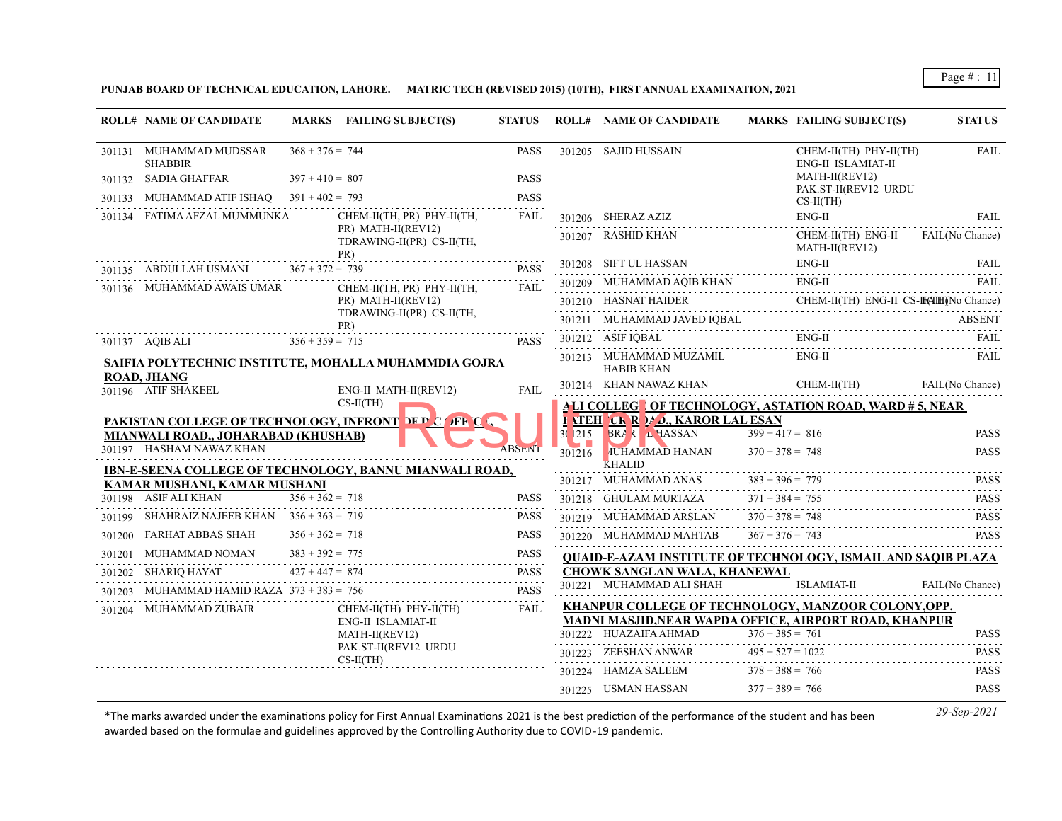**PUNJAB BOARD OF TECHNICAL EDUCATION, LAHORE. MATRIC TECH (REVISED 2015) (10TH), FIRST ANNUAL EXAMINATION, 2021**

| ROLL# | NAME OF CANDIDATE | MARKS | FAILING SUBJECT(S) | STATUS |
|---|---|---|---|---|
| 301131 | MUHAMMAD MUDSSAR SHABBIR | 368 + 376 = 744 | | PASS |
| 301132 | SADIA GHAFFAR | 397 + 410 = 807 | | PASS |
| 301133 | MUHAMMAD ATIF ISHAQ | 391 + 402 = 793 | | PASS |
| 301134 | FATIMA AFZAL MUMMUNKA | | CHEM-II(TH, PR) PHY-II(TH, PR) MATH-II(REV12) TDRAWING-II(PR) CS-II(TH, PR) | FAIL |
| 301135 | ABDULLAH USMANI | 367 + 372 = 739 | | PASS |
| 301136 | MUHAMMAD AWAIS UMAR | | CHEM-II(TH, PR) PHY-II(TH, PR) MATH-II(REV12) TDRAWING-II(PR) CS-II(TH, PR) | FAIL |
| 301137 | AQIB ALI | 356 + 359 = 715 | | PASS |

**SAIFIA POLYTECHNIC INSTITUTE, MOHALLA MUHAMMDIA GOJRA ROAD, JHANG**

| ROLL# | NAME OF CANDIDATE | MARKS | FAILING SUBJECT(S) | STATUS |
|---|---|---|---|---|
| 301196 | ATIF SHAKEEL | | ENG-II MATH-II(REV12) CS-II(TH) | FAIL |

**PAKISTAN COLLEGE OF TECHNOLOGY, INFRONT OF D C OFFICE, MIANWALI ROAD,, JOHARABAD (KHUSHAB)**

| ROLL# | NAME OF CANDIDATE | MARKS | FAILING SUBJECT(S) | STATUS |
|---|---|---|---|---|
| 301197 | HASHAM NAWAZ KHAN | | | ABSENT |

**IBN-E-SEENA COLLEGE OF TECHNOLOGY, BANNU MIANWALI ROAD, KAMAR MUSHANI, KAMAR MUSHANI**

| ROLL# | NAME OF CANDIDATE | MARKS | FAILING SUBJECT(S) | STATUS |
|---|---|---|---|---|
| 301198 | ASIF ALI KHAN | 356 + 362 = 718 | | PASS |
| 301199 | SHAHRAIZ NAJEEB KHAN | 356 + 363 = 719 | | PASS |
| 301200 | FARHAT ABBAS SHAH | 356 + 362 = 718 | | PASS |
| 301201 | MUHAMMAD NOMAN | 383 + 392 = 775 | | PASS |
| 301202 | SHARIQ HAYAT | 427 + 447 = 874 | | PASS |
| 301203 | MUHAMMAD HAMID RAZA | 373 + 383 = 756 | | PASS |
| 301204 | MUHAMMAD ZUBAIR | | CHEM-II(TH) PHY-II(TH) ENG-II ISLAMIAT-II MATH-II(REV12) PAK.ST-II(REV12 URDU CS-II(TH) | FAIL |
| 301205 | SAJID HUSSAIN | | CHEM-II(TH) PHY-II(TH) ENG-II ISLAMIAT-II MATH-II(REV12) PAK.ST-II(REV12 URDU CS-II(TH) | FAIL |
| 301206 | SHERAZ AZIZ | | ENG-II | FAIL |
| 301207 | RASHID KHAN | | CHEM-II(TH) ENG-II MATH-II(REV12) | FAIL(No Chance) |
| 301208 | SIFT UL HASSAN | | ENG-II | FAIL |
| 301209 | MUHAMMAD AQIB KHAN | | ENG-II | FAIL |
| 301210 | HASNAT HAIDER | | CHEM-II(TH) ENG-II CS-II(TH) | FAIL(No Chance) |
| 301211 | MUHAMMAD JAVED IQBAL | | | ABSENT |
| 301212 | ASIF IQBAL | | ENG-II | FAIL |
| 301213 | MUHAMMAD MUZAMIL HABIB KHAN | | ENG-II | FAIL |
| 301214 | KHAN NAWAZ KHAN | | CHEM-II(TH) | FAIL(No Chance) |

**ALI COLLEGE OF TECHNOLOGY, ASTATION ROAD, WARD # 5, NEAR FATEH PUR ROAD,, KAROR LAL ESAN**

| ROLL# | NAME OF CANDIDATE | MARKS | FAILING SUBJECT(S) | STATUS |
|---|---|---|---|---|
| 301215 | BRAR UL HASSAN | 399 + 417 = 816 | | PASS |
| 301216 | MUHAMMAD HANAN KHALID | 370 + 378 = 748 | | PASS |
| 301217 | MUHAMMAD ANAS | 383 + 396 = 779 | | PASS |
| 301218 | GHULAM MURTAZA | 371 + 384 = 755 | | PASS |
| 301219 | MUHAMMAD ARSLAN | 370 + 378 = 748 | | PASS |
| 301220 | MUHAMMAD MAHTAB | 367 + 376 = 743 | | PASS |

**QUAID-E-AZAM INSTITUTE OF TECHNOLOGY, ISMAIL AND SAQIB PLAZA CHOWK SANGLAN WALA, KHANEWAL**

| ROLL# | NAME OF CANDIDATE | MARKS | FAILING SUBJECT(S) | STATUS |
|---|---|---|---|---|
| 301221 | MUHAMMAD ALI SHAH | | ISLAMIAT-II | FAIL(No Chance) |

**KHANPUR COLLEGE OF TECHNOLOGY, MANZOOR COLONY,OPP. MADNI MASJID,NEAR WAPDA OFFICE, AIRPORT ROAD, KHANPUR**

| ROLL# | NAME OF CANDIDATE | MARKS | FAILING SUBJECT(S) | STATUS |
|---|---|---|---|---|
| 301222 | HUAZAIFA AHMAD | 376 + 385 = 761 | | PASS |
| 301223 | ZEESHAN ANWAR | 495 + 527 = 1022 | | PASS |
| 301224 | HAMZA SALEEM | 378 + 388 = 766 | | PASS |
| 301225 | USMAN HASSAN | 377 + 389 = 766 | | PASS |

*The marks awarded under the examinations policy for First Annual Examinations 2021 is the best prediction of the performance of the student and has been awarded based on the formulae and guidelines approved by the Controlling Authority due to COVID-19 pandemic.

*29-Sep-2021*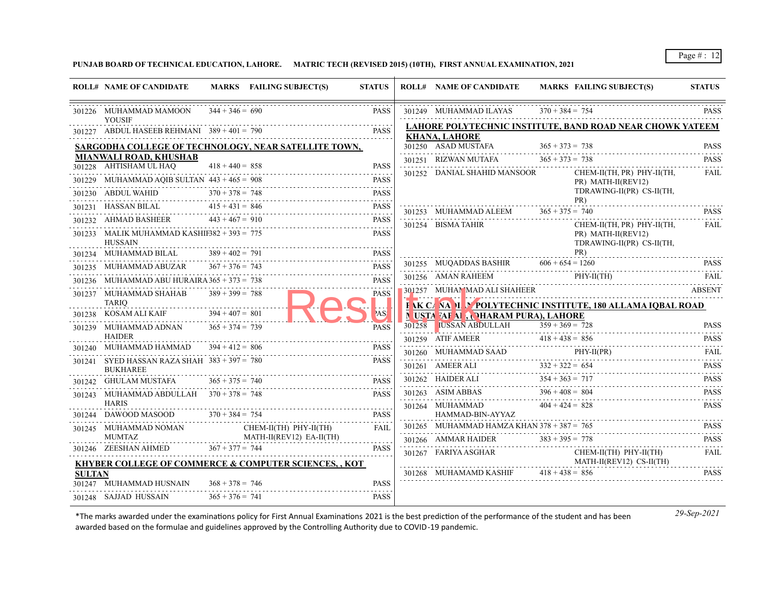**PUNJAB BOARD OF TECHNICAL EDUCATION, LAHORE. MATRIC TECH (REVISED 2015) (10TH), FIRST ANNUAL EXAMINATION, 2021**

| ROLL# | NAME OF CANDIDATE | MARKS | FAILING SUBJECT(S) | STATUS |
|---|---|---|---|---|
| 301226 | MUHAMMAD MAMOON YOUSIF | 344 + 346 = 690 | | PASS |
| 301227 | ABDUL HASEEB REHMANI | 389 + 401 = 790 | | PASS |
| | **SARGODHA COLLEGE OF TECHNOLOGY, NEAR SATELLITE TOWN, MIANWALI ROAD, KHUSHAB** | | | |
| 301228 | AHTISHAM UL HAQ | 418 + 440 = 858 | | PASS |
| 301229 | MUHAMMAD AQIB SULTAN | 443 + 465 = 908 | | PASS |
| 301230 | ABDUL WAHID | 370 + 378 = 748 | | PASS |
| 301231 | HASSAN BILAL | 415 + 431 = 846 | | PASS |
| 301232 | AHMAD BASHEER | 443 + 467 = 910 | | PASS |
| 301233 | MALIK MUHAMMAD KASHIF HUSSAIN | 382 + 393 = 775 | | PASS |
| 301234 | MUHAMMAD BILAL | 389 + 402 = 791 | | PASS |
| 301235 | MUHAMMAD ABUZAR | 367 + 376 = 743 | | PASS |
| 301236 | MUHAMMAD ABU HURAIRA | 365 + 373 = 738 | | PASS |
| 301237 | MUHAMMAD SHAHAB TARIQ | 389 + 399 = 788 | | PASS |
| 301238 | KOSAM ALI KAIF | 394 + 407 = 801 | | PASS |
| 301239 | MUHAMMAD ADNAN HAIDER | 365 + 374 = 739 | | PASS |
| 301240 | MUHAMMAD HAMMAD | 394 + 412 = 806 | | PASS |
| 301241 | SYED HASSAN RAZA SHAH BUKHAREE | 383 + 397 = 780 | | PASS |
| 301242 | GHULAM MUSTAFA | 365 + 375 = 740 | | PASS |
| 301243 | MUHAMMAD ABDULLAH HARIS | 370 + 378 = 748 | | PASS |
| 301244 | DAWOOD MASOOD | 370 + 384 = 754 | | PASS |
| 301245 | MUHAMMAD NOMAN MUMTAZ | | CHEM-II(TH) PHY-II(TH) MATH-II(REV12) EA-II(TH) | FAIL |
| 301246 | ZEESHAN AHMED | 367 + 377 = 744 | | PASS |
| | **KHYBER COLLEGE OF COMMERCE & COMPUTER SCIENCES, , KOT SULTAN** | | | |
| 301247 | MUHAMMAD HUSNAIN | 368 + 378 = 746 | | PASS |
| 301248 | SAJJAD HUSSAIN | 365 + 376 = 741 | | PASS |
| 301249 | MUHAMMAD ILAYAS | 370 + 384 = 754 | | PASS |
| | **LAHORE POLYTECHNIC INSTITUTE, BAND ROAD NEAR CHOWK YATEEM KHANA, LAHORE** | | | |
| 301250 | ASAD MUSTAFA | 365 + 373 = 738 | | PASS |
| 301251 | RIZWAN MUTAFA | 365 + 373 = 738 | | PASS |
| 301252 | DANIAL SHAHID MANSOOR | | CHEM-II(TH, PR) PHY-II(TH, PR) MATH-II(REV12) TDRAWING-II(PR) CS-II(TH, PR) | FAIL |
| 301253 | MUHAMMAD ALEEM | 365 + 375 = 740 | | PASS |
| 301254 | BISMA TAHIR | | CHEM-II(TH, PR) PHY-II(TH, PR) MATH-II(REV12) TDRAWING-II(PR) CS-II(TH, PR) | FAIL |
| 301255 | MUQADDAS BASHIR | 606 + 654 = 1260 | | PASS |
| 301256 | AMAN RAHEEM | | PHY-II(TH) | FAIL |
| 301257 | MUHAMMAD ALI SHAHEER | | | ABSENT |
| | **PAK CANADIAN POLYTECHNIC INSTITUTE, 180 ALLAMA IQBAL ROAD MUSTAFABAD, (DHARAM PURA), LAHORE** | | | |
| 301258 | HUSSAN ABDULLAH | 359 + 369 = 728 | | PASS |
| 301259 | ATIF AMEER | 418 + 438 = 856 | | PASS |
| 301260 | MUHAMMAD SAAD | | PHY-II(PR) | FAIL |
| 301261 | AMEER ALI | 332 + 322 = 654 | | PASS |
| 301262 | HAIDER ALI | 354 + 363 = 717 | | PASS |
| 301263 | ASIM ABBAS | 396 + 408 = 804 | | PASS |
| 301264 | MUHAMMAD HAMMAD-BIN-AYYAZ | 404 + 424 = 828 | | PASS |
| 301265 | MUHAMMAD HAMZA KHAN | 378 + 387 = 765 | | PASS |
| 301266 | AMMAR HAIDER | 383 + 395 = 778 | | PASS |
| 301267 | FARIYA ASGHAR | | CHEM-II(TH) PHY-II(TH) MATH-II(REV12) CS-II(TH) | FAIL |
| 301268 | MUHAMAMD KASHIF | 418 + 438 = 856 | | PASS |

*The marks awarded under the examinations policy for First Annual Examinations 2021 is the best prediction of the performance of the student and has been awarded based on the formulae and guidelines approved by the Controlling Authority due to COVID-19 pandemic.

*29-Sep-2021*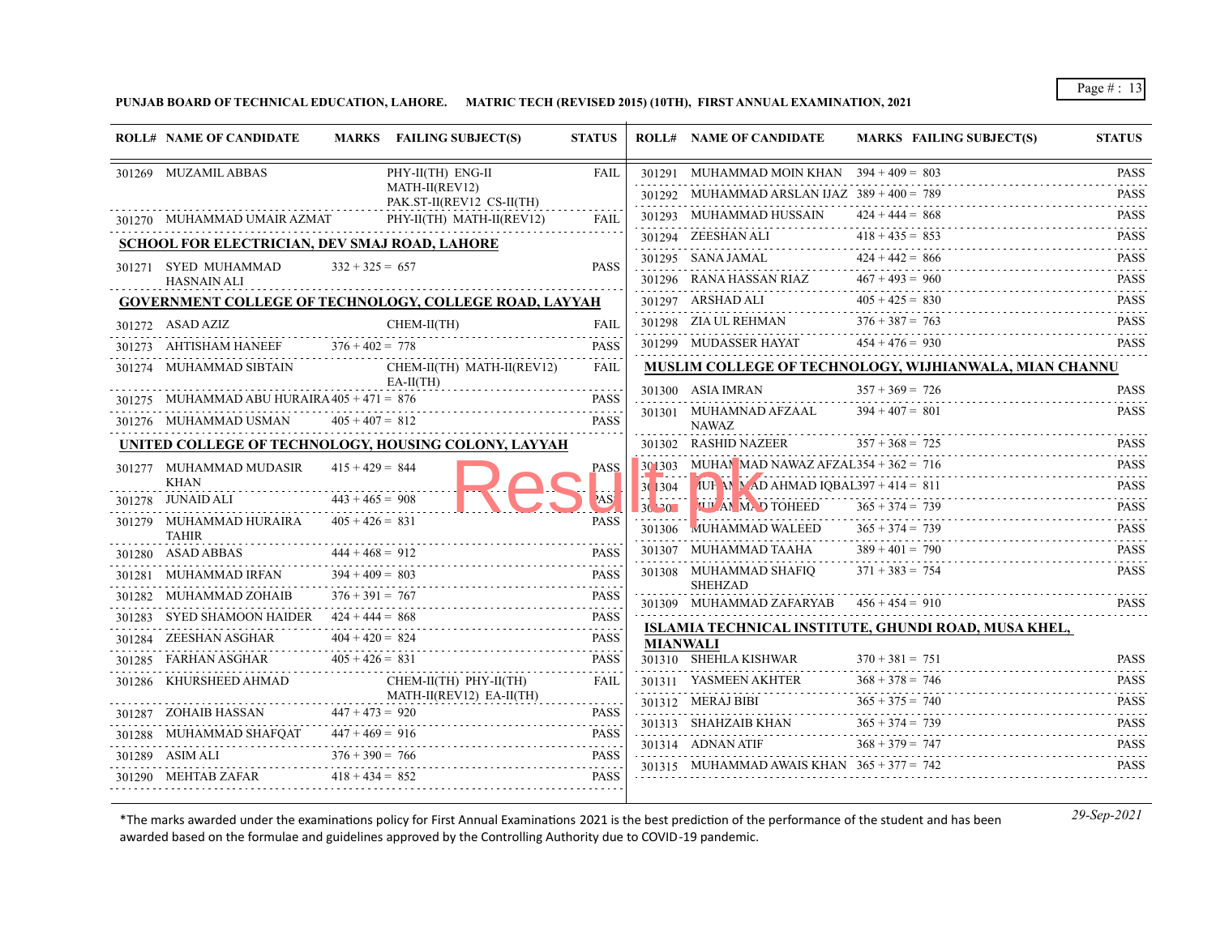**PUNJAB BOARD OF TECHNICAL EDUCATION, LAHORE. MATRIC TECH (REVISED 2015) (10TH), FIRST ANNUAL EXAMINATION, 2021**

| ROLL# | NAME OF CANDIDATE | MARKS | FAILING SUBJECT(S) | STATUS |
|---|---|---|---|---|
| 301269 | MUZAMIL ABBAS | | PHY-II(TH) ENG-II MATH-II(REV12) PAK.ST-II(REV12 CS-II(TH) | FAIL |
| 301270 | MUHAMMAD UMAIR AZMAT | | PHY-II(TH) MATH-II(REV12) | FAIL |

**SCHOOL FOR ELECTRICIAN, DEV SMAJ ROAD, LAHORE**

| ROLL# | NAME OF CANDIDATE | MARKS | FAILING SUBJECT(S) | STATUS |
|---|---|---|---|---|
| 301271 | SYED MUHAMMAD HASNAIN ALI | 332 + 325 = 657 | | PASS |

**GOVERNMENT COLLEGE OF TECHNOLOGY, COLLEGE ROAD, LAYYAH**

| ROLL# | NAME OF CANDIDATE | MARKS | FAILING SUBJECT(S) | STATUS |
|---|---|---|---|---|
| 301272 | ASAD AZIZ | | CHEM-II(TH) | FAIL |
| 301273 | AHTISHAM HANEEF | 376 + 402 = 778 | | PASS |
| 301274 | MUHAMMAD SIBTAIN | | CHEM-II(TH) MATH-II(REV12) EA-II(TH) | FAIL |
| 301275 | MUHAMMAD ABU HURAIRA | 405 + 471 = 876 | | PASS |
| 301276 | MUHAMMAD USMAN | 405 + 407 = 812 | | PASS |

**UNITED COLLEGE OF TECHNOLOGY, HOUSING COLONY, LAYYAH**

| ROLL# | NAME OF CANDIDATE | MARKS | FAILING SUBJECT(S) | STATUS |
|---|---|---|---|---|
| 301277 | MUHAMMAD MUDASIR KHAN | 415 + 429 = 844 | | PASS |
| 301278 | JUNAID ALI | 443 + 465 = 908 | | PASS |
| 301279 | MUHAMMAD HURAIRA TAHIR | 405 + 426 = 831 | | PASS |
| 301280 | ASAD ABBAS | 444 + 468 = 912 | | PASS |
| 301281 | MUHAMMAD IRFAN | 394 + 409 = 803 | | PASS |
| 301282 | MUHAMMAD ZOHAIB | 376 + 391 = 767 | | PASS |
| 301283 | SYED SHAMOON HAIDER | 424 + 444 = 868 | | PASS |
| 301284 | ZEESHAN ASGHAR | 404 + 420 = 824 | | PASS |
| 301285 | FARHAN ASGHAR | 405 + 426 = 831 | | PASS |
| 301286 | KHURSHEED AHMAD | | CHEM-II(TH) PHY-II(TH) MATH-II(REV12) EA-II(TH) | FAIL |
| 301287 | ZOHAIB HASSAN | 447 + 473 = 920 | | PASS |
| 301288 | MUHAMMAD SHAFQAT | 447 + 469 = 916 | | PASS |
| 301289 | ASIM ALI | 376 + 390 = 766 | | PASS |
| 301290 | MEHTAB ZAFAR | 418 + 434 = 852 | | PASS |
| 301291 | MUHAMMAD MOIN KHAN | 394 + 409 = 803 | | PASS |
| 301292 | MUHAMMAD ARSLAN IJAZ | 389 + 400 = 789 | | PASS |
| 301293 | MUHAMMAD HUSSAIN | 424 + 444 = 868 | | PASS |
| 301294 | ZEESHAN ALI | 418 + 435 = 853 | | PASS |
| 301295 | SANA JAMAL | 424 + 442 = 866 | | PASS |
| 301296 | RANA HASSAN RIAZ | 467 + 493 = 960 | | PASS |
| 301297 | ARSHAD ALI | 405 + 425 = 830 | | PASS |
| 301298 | ZIA UL REHMAN | 376 + 387 = 763 | | PASS |
| 301299 | MUDASSER HAYAT | 454 + 476 = 930 | | PASS |

**MUSLIM COLLEGE OF TECHNOLOGY, WIJHIANWALA, MIAN CHANNU**

| ROLL# | NAME OF CANDIDATE | MARKS | FAILING SUBJECT(S) | STATUS |
|---|---|---|---|---|
| 301300 | ASIA IMRAN | 357 + 369 = 726 | | PASS |
| 301301 | MUHAMNAD AFZAAL NAWAZ | 394 + 407 = 801 | | PASS |
| 301302 | RASHID NAZEER | 357 + 368 = 725 | | PASS |
| 301303 | MUHAMMAD NAWAZ AFZAL | 354 + 362 = 716 | | PASS |
| 301304 | MUHAMMAD AHMAD IQBAL | 397 + 414 = 811 | | PASS |
| 301305 | MUHAMMAD TOHEED | 365 + 374 = 739 | | PASS |
| 301306 | MUHAMMAD WALEED | 365 + 374 = 739 | | PASS |
| 301307 | MUHAMMAD TAAHA | 389 + 401 = 790 | | PASS |
| 301308 | MUHAMMAD SHAFIQ SHEHZAD | 371 + 383 = 754 | | PASS |
| 301309 | MUHAMMAD ZAFARYAB | 456 + 454 = 910 | | PASS |

**ISLAMIA TECHNICAL INSTITUTE, GHUNDI ROAD, MUSA KHEL, MIANWALI**

| ROLL# | NAME OF CANDIDATE | MARKS | FAILING SUBJECT(S) | STATUS |
|---|---|---|---|---|
| 301310 | SHEHLA KISHWAR | 370 + 381 = 751 | | PASS |
| 301311 | YASMEEN AKHTER | 368 + 378 = 746 | | PASS |
| 301312 | MERAJ BIBI | 365 + 375 = 740 | | PASS |
| 301313 | SHAHZAIB KHAN | 365 + 374 = 739 | | PASS |
| 301314 | ADNAN ATIF | 368 + 379 = 747 | | PASS |
| 301315 | MUHAMMAD AWAIS KHAN | 365 + 377 = 742 | | PASS |

*The marks awarded under the examinations policy for First Annual Examinations 2021 is the best prediction of the performance of the student and has been awarded based on the formulae and guidelines approved by the Controlling Authority due to COVID-19 pandemic.

*29-Sep-2021*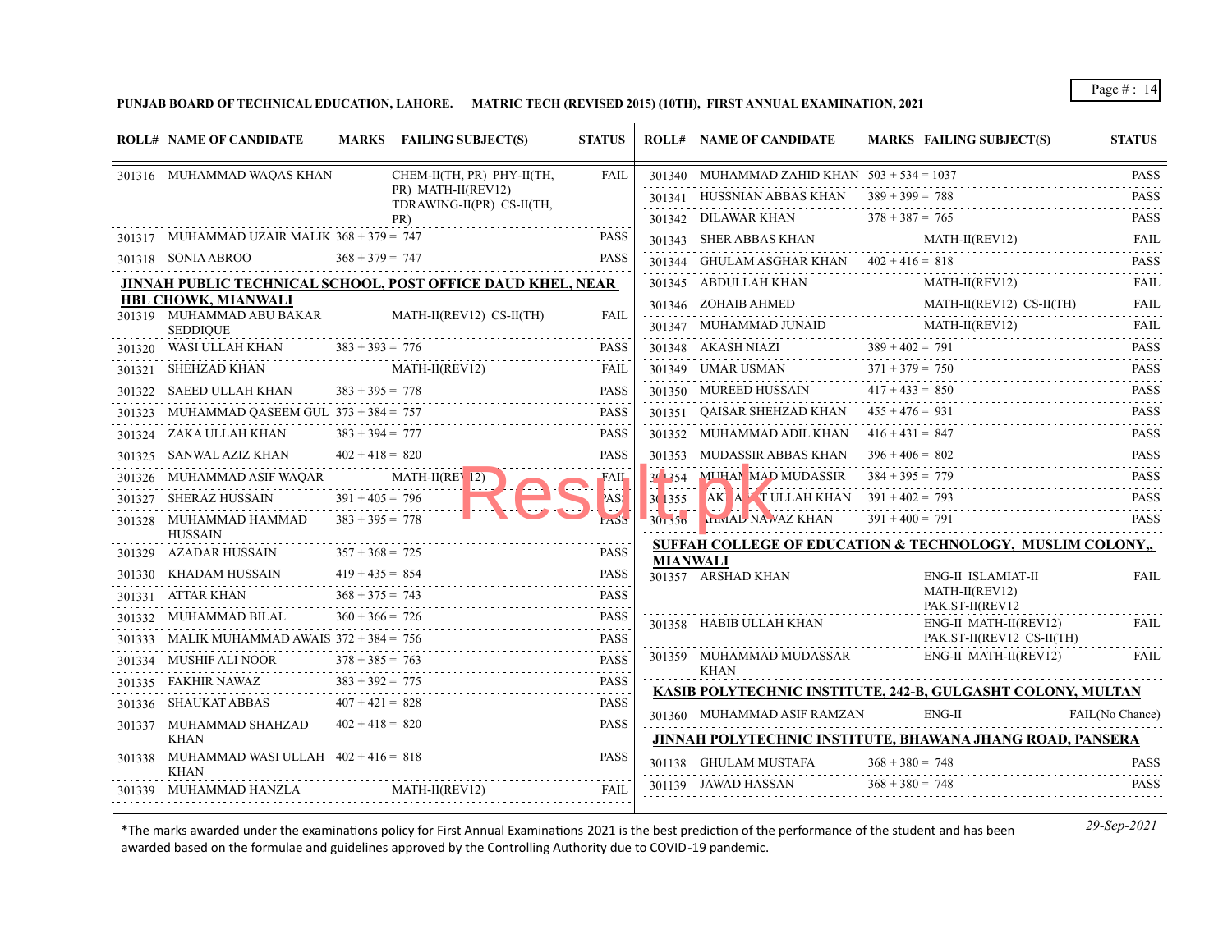**PUNJAB BOARD OF TECHNICAL EDUCATION, LAHORE. MATRIC TECH (REVISED 2015) (10TH), FIRST ANNUAL EXAMINATION, 2021**

| ROLL# | NAME OF CANDIDATE | MARKS | FAILING SUBJECT(S) | STATUS |
|---|---|---|---|---|
| 301316 | MUHAMMAD WAQAS KHAN | | CHEM-II(TH, PR) PHY-II(TH, PR) MATH-II(REV12) TDRAWING-II(PR) CS-II(TH, PR) | FAIL |
| 301317 | MUHAMMAD UZAIR MALIK | 368 + 379 = 747 | | PASS |
| 301318 | SONIA ABROO | 368 + 379 = 747 | | PASS |
| **JINNAH PUBLIC TECHNICAL SCHOOL, POST OFFICE DAUD KHEL, NEAR HBL CHOWK, MIANWALI** | | | | |
| 301319 | MUHAMMAD ABU BAKAR SEDDIQUE | | MATH-II(REV12) CS-II(TH) | FAIL |
| 301320 | WASI ULLAH KHAN | 383 + 393 = 776 | | PASS |
| 301321 | SHEHZAD KHAN | | MATH-II(REV12) | FAIL |
| 301322 | SAEED ULLAH KHAN | 383 + 395 = 778 | | PASS |
| 301323 | MUHAMMAD QASEEM GUL | 373 + 384 = 757 | | PASS |
| 301324 | ZAKA ULLAH KHAN | 383 + 394 = 777 | | PASS |
| 301325 | SANWAL AZIZ KHAN | 402 + 418 = 820 | | PASS |
| 301326 | MUHAMMAD ASIF WAQAR | | MATH-II(REV12) | FAIL |
| 301327 | SHERAZ HUSSAIN | 391 + 405 = 796 | | PASS |
| 301328 | MUHAMMAD HAMMAD HUSSAIN | 383 + 395 = 778 | | PASS |
| 301329 | AZADAR HUSSAIN | 357 + 368 = 725 | | PASS |
| 301330 | KHADAM HUSSAIN | 419 + 435 = 854 | | PASS |
| 301331 | ATTAR KHAN | 368 + 375 = 743 | | PASS |
| 301332 | MUHAMMAD BILAL | 360 + 366 = 726 | | PASS |
| 301333 | MALIK MUHAMMAD AWAIS | 372 + 384 = 756 | | PASS |
| 301334 | MUSHIF ALI NOOR | 378 + 385 = 763 | | PASS |
| 301335 | FAKHIR NAWAZ | 383 + 392 = 775 | | PASS |
| 301336 | SHAUKAT ABBAS | 407 + 421 = 828 | | PASS |
| 301337 | MUHAMMAD SHAHZAD KHAN | 402 + 418 = 820 | | PASS |
| 301338 | MUHAMMAD WASI ULLAH KHAN | 402 + 416 = 818 | | PASS |
| 301339 | MUHAMMAD HANZLA | | MATH-II(REV12) | FAIL |
| 301340 | MUHAMMAD ZAHID KHAN | 503 + 534 = 1037 | | PASS |
| 301341 | HUSSNIAN ABBAS KHAN | 389 + 399 = 788 | | PASS |
| 301342 | DILAWAR KHAN | 378 + 387 = 765 | | PASS |
| 301343 | SHER ABBAS KHAN | | MATH-II(REV12) | FAIL |
| 301344 | GHULAM ASGHAR KHAN | 402 + 416 = 818 | | PASS |
| 301345 | ABDULLAH KHAN | | MATH-II(REV12) | FAIL |
| 301346 | ZOHAIB AHMED | | MATH-II(REV12) CS-II(TH) | FAIL |
| 301347 | MUHAMMAD JUNAID | | MATH-II(REV12) | FAIL |
| 301348 | AKASH NIAZI | 389 + 402 = 791 | | PASS |
| 301349 | UMAR USMAN | 371 + 379 = 750 | | PASS |
| 301350 | MUREED HUSSAIN | 417 + 433 = 850 | | PASS |
| 301351 | QAISAR SHEHZAD KHAN | 455 + 476 = 931 | | PASS |
| 301352 | MUHAMMAD ADIL KHAN | 416 + 431 = 847 | | PASS |
| 301353 | MUDASSIR ABBAS KHAN | 396 + 406 = 802 | | PASS |
| 301354 | MUHAMMAD MUDASSIR | 384 + 395 = 779 | | PASS |
| 301355 | AKRAMT ULLAH KHAN | 391 + 402 = 793 | | PASS |
| 301356 | AHMAD NAWAZ KHAN | 391 + 400 = 791 | | PASS |
| **SUFFAH COLLEGE OF EDUCATION & TECHNOLOGY, MUSLIM COLONY,, MIANWALI** | | | | |
| 301357 | ARSHAD KHAN | | ENG-II ISLAMIAT-II MATH-II(REV12) PAK.ST-II(REV12 | FAIL |
| 301358 | HABIB ULLAH KHAN | | ENG-II MATH-II(REV12) PAK.ST-II(REV12 CS-II(TH) | FAIL |
| 301359 | MUHAMMAD MUDASSAR KHAN | | ENG-II MATH-II(REV12) | FAIL |
| **KASIB POLYTECHNIC INSTITUTE, 242-B, GULGASHT COLONY, MULTAN** | | | | |
| 301360 | MUHAMMAD ASIF RAMZAN | | ENG-II | FAIL(No Chance) |
| **JINNAH POLYTECHNIC INSTITUTE, BHAWANA JHANG ROAD, PANSERA** | | | | |
| 301138 | GHULAM MUSTAFA | 368 + 380 = 748 | | PASS |
| 301139 | JAWAD HASSAN | 368 + 380 = 748 | | PASS |

*The marks awarded under the examinations policy for First Annual Examinations 2021 is the best prediction of the performance of the student and has been awarded based on the formulae and guidelines approved by the Controlling Authority due to COVID-19 pandemic.

*29-Sep-2021*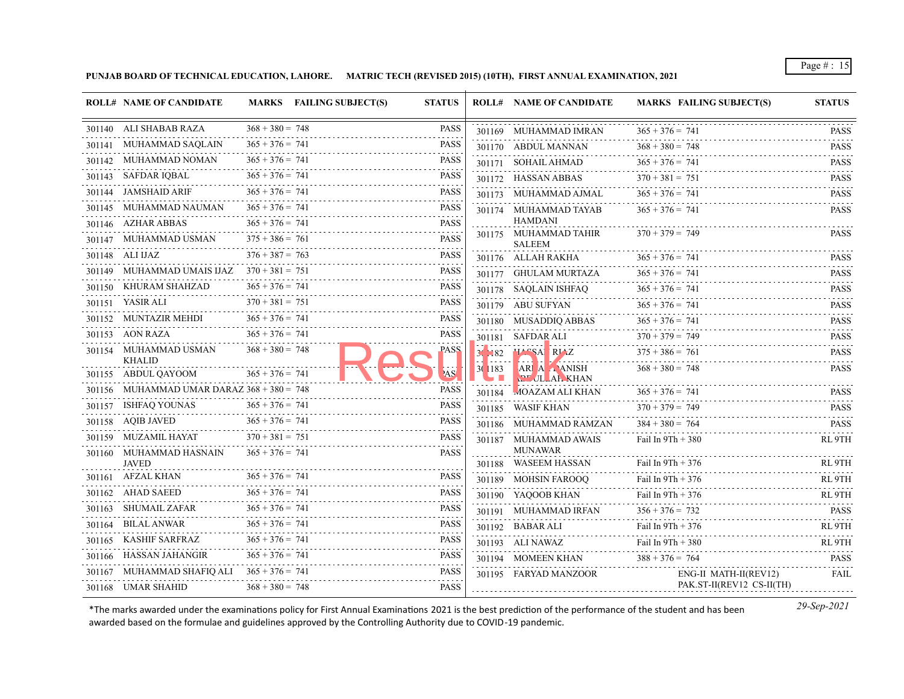**PUNJAB BOARD OF TECHNICAL EDUCATION, LAHORE. MATRIC TECH (REVISED 2015) (10TH), FIRST ANNUAL EXAMINATION, 2021**

| ROLL# | NAME OF CANDIDATE | MARKS | FAILING SUBJECT(S) | STATUS |
|---|---|---|---|---|
| 301140 | ALI SHABAB RAZA | 368 + 380 = 748 | | PASS |
| 301141 | MUHAMMAD SAQLAIN | 365 + 376 = 741 | | PASS |
| 301142 | MUHAMMAD NOMAN | 365 + 376 = 741 | | PASS |
| 301143 | SAFDAR IQBAL | 365 + 376 = 741 | | PASS |
| 301144 | JAMSHAID ARIF | 365 + 376 = 741 | | PASS |
| 301145 | MUHAMMAD NAUMAN | 365 + 376 = 741 | | PASS |
| 301146 | AZHAR ABBAS | 365 + 376 = 741 | | PASS |
| 301147 | MUHAMMAD USMAN | 375 + 386 = 761 | | PASS |
| 301148 | ALI IJAZ | 376 + 387 = 763 | | PASS |
| 301149 | MUHAMMAD UMAIS IJAZ | 370 + 381 = 751 | | PASS |
| 301150 | KHURAM SHAHZAD | 365 + 376 = 741 | | PASS |
| 301151 | YASIR ALI | 370 + 381 = 751 | | PASS |
| 301152 | MUNTAZIR MEHDI | 365 + 376 = 741 | | PASS |
| 301153 | AON RAZA | 365 + 376 = 741 | | PASS |
| 301154 | MUHAMMAD USMAN KHALID | 368 + 380 = 748 | | PASS |
| 301155 | ABDUL QAYOOM | 365 + 376 = 741 | | PASS |
| 301156 | MUHAMMAD UMAR DARAZ | 368 + 380 = 748 | | PASS |
| 301157 | ISHFAQ YOUNAS | 365 + 376 = 741 | | PASS |
| 301158 | AQIB JAVED | 365 + 376 = 741 | | PASS |
| 301159 | MUZAMIL HAYAT | 370 + 381 = 751 | | PASS |
| 301160 | MUHAMMAD HASNAIN JAVED | 365 + 376 = 741 | | PASS |
| 301161 | AFZAL KHAN | 365 + 376 = 741 | | PASS |
| 301162 | AHAD SAEED | 365 + 376 = 741 | | PASS |
| 301163 | SHUMAIL ZAFAR | 365 + 376 = 741 | | PASS |
| 301164 | BILAL ANWAR | 365 + 376 = 741 | | PASS |
| 301165 | KASHIF SARFRAZ | 365 + 376 = 741 | | PASS |
| 301166 | HASSAN JAHANGIR | 365 + 376 = 741 | | PASS |
| 301167 | MUHAMMAD SHAFIQ ALI | 365 + 376 = 741 | | PASS |
| 301168 | UMAR SHAHID | 368 + 380 = 748 | | PASS |
| 301169 | MUHAMMAD IMRAN | 365 + 376 = 741 | | PASS |
| 301170 | ABDUL MANNAN | 368 + 380 = 748 | | PASS |
| 301171 | SOHAIL AHMAD | 365 + 376 = 741 | | PASS |
| 301172 | HASSAN ABBAS | 370 + 381 = 751 | | PASS |
| 301173 | MUHAMMAD AJMAL | 365 + 376 = 741 | | PASS |
| 301174 | MUHAMMAD TAYAB HAMDANI | 365 + 376 = 741 | | PASS |
| 301175 | MUHAMMAD TAHIR SALEEM | 370 + 379 = 749 | | PASS |
| 301176 | ALLAH RAKHA | 365 + 376 = 741 | | PASS |
| 301177 | GHULAM MURTAZA | 365 + 376 = 741 | | PASS |
| 301178 | SAQLAIN ISHFAQ | 365 + 376 = 741 | | PASS |
| 301179 | ABU SUFYAN | 365 + 376 = 741 | | PASS |
| 301180 | MUSADDIQ ABBAS | 365 + 376 = 741 | | PASS |
| 301181 | SAFDAR ALI | 370 + 379 = 749 | | PASS |
| 301182 | HASSAN RIAZ | 375 + 386 = 761 | | PASS |
| 301183 | HARIS DANISH ABDULLAH KHAN | 368 + 380 = 748 | | PASS |
| 301184 | MOAZAM ALI KHAN | 365 + 376 = 741 | | PASS |
| 301185 | WASIF KHAN | 370 + 379 = 749 | | PASS |
| 301186 | MUHAMMAD RAMZAN | 384 + 380 = 764 | | PASS |
| 301187 | MUHAMMAD AWAIS MUNAWAR | Fail In 9Th + 380 | | RL 9TH |
| 301188 | WASEEM HASSAN | Fail In 9Th + 376 | | RL 9TH |
| 301189 | MOHSIN FAROOQ | Fail In 9Th + 376 | | RL 9TH |
| 301190 | YAQOOB KHAN | Fail In 9Th + 376 | | RL 9TH |
| 301191 | MUHAMMAD IRFAN | 356 + 376 = 732 | | PASS |
| 301192 | BABAR ALI | Fail In 9Th + 376 | | RL 9TH |
| 301193 | ALI NAWAZ | Fail In 9Th + 380 | | RL 9TH |
| 301194 | MOMEEN KHAN | 388 + 376 = 764 | | PASS |
| 301195 | FARYAD MANZOOR | | ENG-II MATH-II(REV12) PAK.ST-II(REV12 CS-II(TH) | FAIL |

*The marks awarded under the examinations policy for First Annual Examinations 2021 is the best prediction of the performance of the student and has been awarded based on the formulae and guidelines approved by the Controlling Authority due to COVID-19 pandemic.

*29-Sep-2021*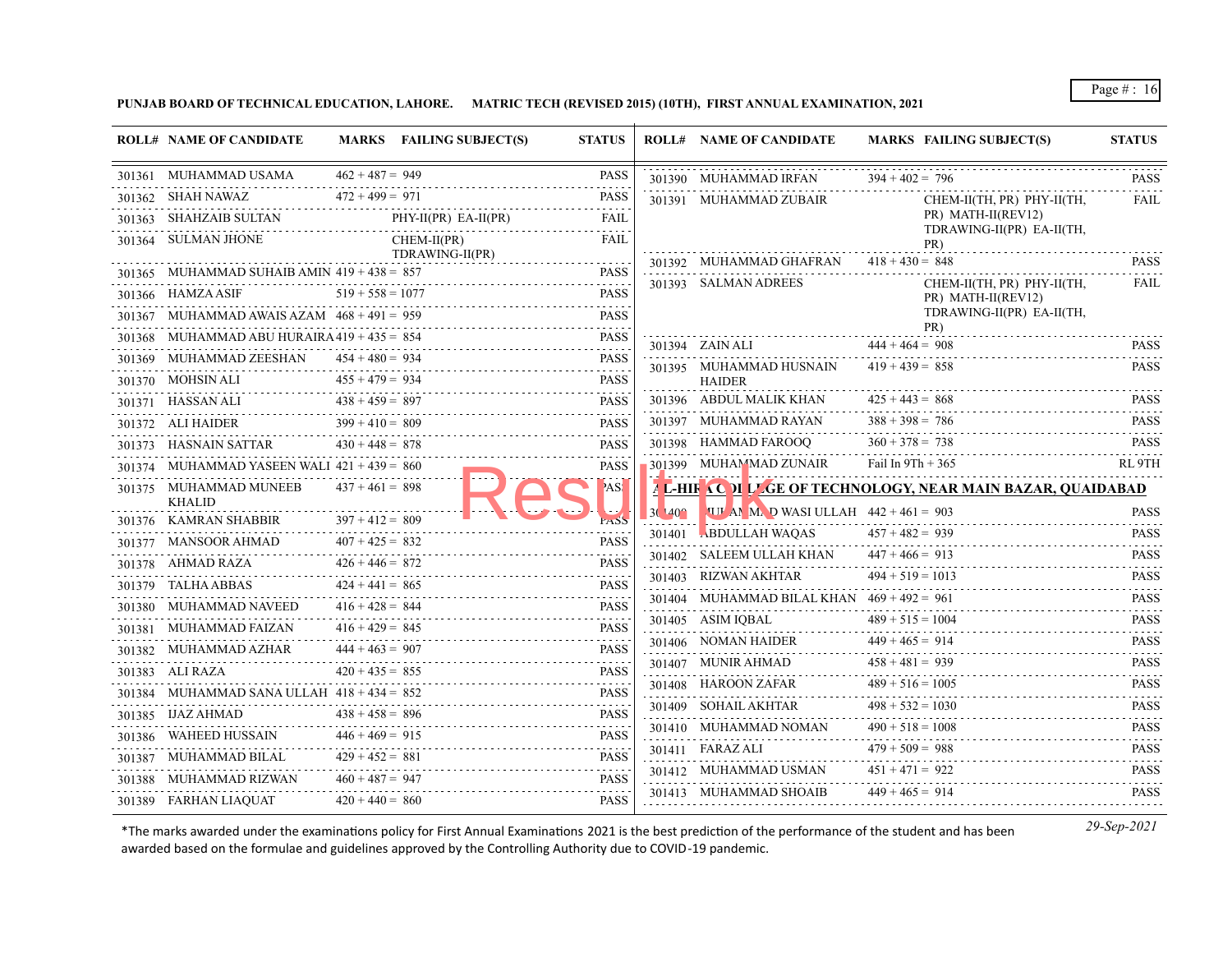**PUNJAB BOARD OF TECHNICAL EDUCATION, LAHORE. MATRIC TECH (REVISED 2015) (10TH), FIRST ANNUAL EXAMINATION, 2021**

| ROLL# | NAME OF CANDIDATE | MARKS | FAILING SUBJECT(S) | STATUS |
|---|---|---|---|---|
| 301361 | MUHAMMAD USAMA | 462 + 487 = 949 | | PASS |
| 301362 | SHAH NAWAZ | 472 + 499 = 971 | | PASS |
| 301363 | SHAHZAIB SULTAN | | PHY-II(PR) EA-II(PR) | FAIL |
| 301364 | SULMAN JHONE | | CHEM-II(PR) TDRAWING-II(PR) | FAIL |
| 301365 | MUHAMMAD SUHAIB AMIN | 419 + 438 = 857 | | PASS |
| 301366 | HAMZA ASIF | 519 + 558 = 1077 | | PASS |
| 301367 | MUHAMMAD AWAIS AZAM | 468 + 491 = 959 | | PASS |
| 301368 | MUHAMMAD ABU HURAIRA | 419 + 435 = 854 | | PASS |
| 301369 | MUHAMMAD ZEESHAN | 454 + 480 = 934 | | PASS |
| 301370 | MOHSIN ALI | 455 + 479 = 934 | | PASS |
| 301371 | HASSAN ALI | 438 + 459 = 897 | | PASS |
| 301372 | ALI HAIDER | 399 + 410 = 809 | | PASS |
| 301373 | HASNAIN SATTAR | 430 + 448 = 878 | | PASS |
| 301374 | MUHAMMAD YASEEN WALI | 421 + 439 = 860 | | PASS |
| 301375 | MUHAMMAD MUNEEB KHALID | 437 + 461 = 898 | | PASS |
| 301376 | KAMRAN SHABBIR | 397 + 412 = 809 | | PASS |
| 301377 | MANSOOR AHMAD | 407 + 425 = 832 | | PASS |
| 301378 | AHMAD RAZA | 426 + 446 = 872 | | PASS |
| 301379 | TALHA ABBAS | 424 + 441 = 865 | | PASS |
| 301380 | MUHAMMAD NAVEED | 416 + 428 = 844 | | PASS |
| 301381 | MUHAMMAD FAIZAN | 416 + 429 = 845 | | PASS |
| 301382 | MUHAMMAD AZHAR | 444 + 463 = 907 | | PASS |
| 301383 | ALI RAZA | 420 + 435 = 855 | | PASS |
| 301384 | MUHAMMAD SANA ULLAH | 418 + 434 = 852 | | PASS |
| 301385 | IJAZ AHMAD | 438 + 458 = 896 | | PASS |
| 301386 | WAHEED HUSSAIN | 446 + 469 = 915 | | PASS |
| 301387 | MUHAMMAD BILAL | 429 + 452 = 881 | | PASS |
| 301388 | MUHAMMAD RIZWAN | 460 + 487 = 947 | | PASS |
| 301389 | FARHAN LIAQUAT | 420 + 440 = 860 | | PASS |
| 301390 | MUHAMMAD IRFAN | 394 + 402 = 796 | | PASS |
| 301391 | MUHAMMAD ZUBAIR | | CHEM-II(TH, PR) PHY-II(TH, PR) MATH-II(REV12) TDRAWING-II(PR) EA-II(TH, PR) | FAIL |
| 301392 | MUHAMMAD GHAFRAN | 418 + 430 = 848 | | PASS |
| 301393 | SALMAN ADREES | | CHEM-II(TH, PR) PHY-II(TH, PR) MATH-II(REV12) TDRAWING-II(PR) EA-II(TH, PR) | FAIL |
| 301394 | ZAIN ALI | 444 + 464 = 908 | | PASS |
| 301395 | MUHAMMAD HUSNAIN HAIDER | 419 + 439 = 858 | | PASS |
| 301396 | ABDUL MALIK KHAN | 425 + 443 = 868 | | PASS |
| 301397 | MUHAMMAD RAYAN | 388 + 398 = 786 | | PASS |
| 301398 | HAMMAD FAROOQ | 360 + 378 = 738 | | PASS |
| 301399 | MUHAMMAD ZUNAIR | Fail In 9Th + 365 | | RL 9TH |

**AL-HIRA COLLEGE OF TECHNOLOGY, NEAR MAIN BAZAR, QUAIDABAD**

| ROLL# | NAME OF CANDIDATE | MARKS | FAILING SUBJECT(S) | STATUS |
|---|---|---|---|---|
| 301400 | MUHAMMAD WASI ULLAH | 442 + 461 = 903 | | PASS |
| 301401 | ABDULLAH WAQAS | 457 + 482 = 939 | | PASS |
| 301402 | SALEEM ULLAH KHAN | 447 + 466 = 913 | | PASS |
| 301403 | RIZWAN AKHTAR | 494 + 519 = 1013 | | PASS |
| 301404 | MUHAMMAD BILAL KHAN | 469 + 492 = 961 | | PASS |
| 301405 | ASIM IQBAL | 489 + 515 = 1004 | | PASS |
| 301406 | NOMAN HAIDER | 449 + 465 = 914 | | PASS |
| 301407 | MUNIR AHMAD | 458 + 481 = 939 | | PASS |
| 301408 | HAROON ZAFAR | 489 + 516 = 1005 | | PASS |
| 301409 | SOHAIL AKHTAR | 498 + 532 = 1030 | | PASS |
| 301410 | MUHAMMAD NOMAN | 490 + 518 = 1008 | | PASS |
| 301411 | FARAZ ALI | 479 + 509 = 988 | | PASS |
| 301412 | MUHAMMAD USMAN | 451 + 471 = 922 | | PASS |
| 301413 | MUHAMMAD SHOAIB | 449 + 465 = 914 | | PASS |

*The marks awarded under the examinations policy for First Annual Examinations 2021 is the best prediction of the performance of the student and has been awarded based on the formulae and guidelines approved by the Controlling Authority due to COVID-19 pandemic.

*29-Sep-2021*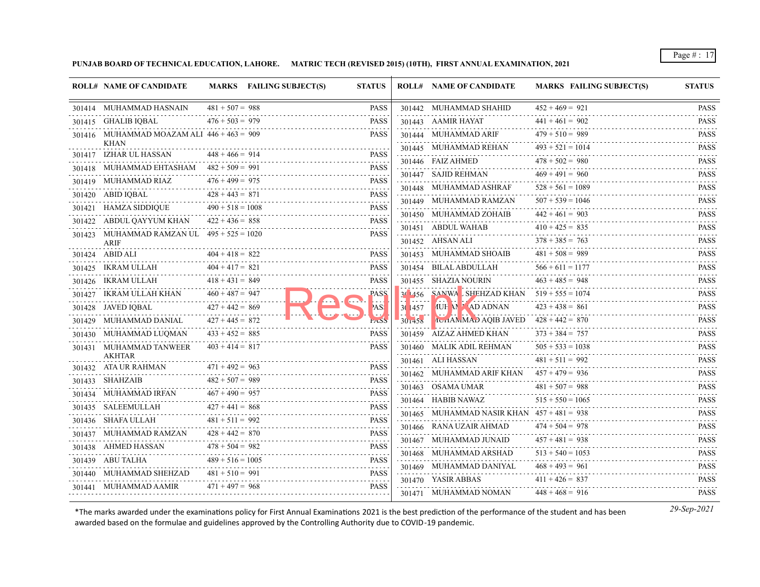**PUNJAB BOARD OF TECHNICAL EDUCATION, LAHORE. MATRIC TECH (REVISED 2015) (10TH), FIRST ANNUAL EXAMINATION, 2021**

| ROLL# | NAME OF CANDIDATE | MARKS | FAILING SUBJECT(S) | STATUS |
|---|---|---|---|---|
| 301414 | MUHAMMAD HASNAIN | 481 + 507 = 988 | | PASS |
| 301415 | GHALIB IQBAL | 476 + 503 = 979 | | PASS |
| 301416 | MUHAMMAD MOAZAM ALI KHAN | 446 + 463 = 909 | | PASS |
| 301417 | IZHAR UL HASSAN | 448 + 466 = 914 | | PASS |
| 301418 | MUHAMMAD EHTASHAM | 482 + 509 = 991 | | PASS |
| 301419 | MUHAMMAD RIAZ | 476 + 499 = 975 | | PASS |
| 301420 | ABID IQBAL | 428 + 443 = 871 | | PASS |
| 301421 | HAMZA SIDDIQUE | 490 + 518 = 1008 | | PASS |
| 301422 | ABDUL QAYYUM KHAN | 422 + 436 = 858 | | PASS |
| 301423 | MUHAMMAD RAMZAN UL ARIF | 495 + 525 = 1020 | | PASS |
| 301424 | ABID ALI | 404 + 418 = 822 | | PASS |
| 301425 | IKRAM ULLAH | 404 + 417 = 821 | | PASS |
| 301426 | IKRAM ULLAH | 418 + 431 = 849 | | PASS |
| 301427 | IKRAM ULLAH KHAN | 460 + 487 = 947 | | PASS |
| 301428 | JAVED IQBAL | 427 + 442 = 869 | | PASS |
| 301429 | MUHAMMAD DANIAL | 427 + 445 = 872 | | PASS |
| 301430 | MUHAMMAD LUQMAN | 433 + 452 = 885 | | PASS |
| 301431 | MUHAMMAD TANWEER AKHTAR | 403 + 414 = 817 | | PASS |
| 301432 | ATA UR RAHMAN | 471 + 492 = 963 | | PASS |
| 301433 | SHAHZAIB | 482 + 507 = 989 | | PASS |
| 301434 | MUHAMMAD IRFAN | 467 + 490 = 957 | | PASS |
| 301435 | SALEEMULLAH | 427 + 441 = 868 | | PASS |
| 301436 | SHAFA ULLAH | 481 + 511 = 992 | | PASS |
| 301437 | MUHAMMAD RAMZAN | 428 + 442 = 870 | | PASS |
| 301438 | AHMED HASSAN | 478 + 504 = 982 | | PASS |
| 301439 | ABU TALHA | 489 + 516 = 1005 | | PASS |
| 301440 | MUHAMMAD SHEHZAD | 481 + 510 = 991 | | PASS |
| 301441 | MUHAMMAD AAMIR | 471 + 497 = 968 | | PASS |
| 301442 | MUHAMMAD SHAHID | 452 + 469 = 921 | | PASS |
| 301443 | AAMIR HAYAT | 441 + 461 = 902 | | PASS |
| 301444 | MUHAMMAD ARIF | 479 + 510 = 989 | | PASS |
| 301445 | MUHAMMAD REHAN | 493 + 521 = 1014 | | PASS |
| 301446 | FAIZ AHMED | 478 + 502 = 980 | | PASS |
| 301447 | SAJID REHMAN | 469 + 491 = 960 | | PASS |
| 301448 | MUHAMMAD ASHRAF | 528 + 561 = 1089 | | PASS |
| 301449 | MUHAMMAD RAMZAN | 507 + 539 = 1046 | | PASS |
| 301450 | MUHAMMAD ZOHAIB | 442 + 461 = 903 | | PASS |
| 301451 | ABDUL WAHAB | 410 + 425 = 835 | | PASS |
| 301452 | AHSAN ALI | 378 + 385 = 763 | | PASS |
| 301453 | MUHAMMAD SHOAIB | 481 + 508 = 989 | | PASS |
| 301454 | BILAL ABDULLAH | 566 + 611 = 1177 | | PASS |
| 301455 | SHAZIA NOURIN | 463 + 485 = 948 | | PASS |
| 301456 | SANWAL SHEHZAD KHAN | 519 + 555 = 1074 | | PASS |
| 301457 | MUHAMMAD ADNAN | 423 + 438 = 861 | | PASS |
| 301458 | MUHAMMAD AQIB JAVED | 428 + 442 = 870 | | PASS |
| 301459 | AIZAZ AHMED KHAN | 373 + 384 = 757 | | PASS |
| 301460 | MALIK ADIL REHMAN | 505 + 533 = 1038 | | PASS |
| 301461 | ALI HASSAN | 481 + 511 = 992 | | PASS |
| 301462 | MUHAMMAD ARIF KHAN | 457 + 479 = 936 | | PASS |
| 301463 | OSAMA UMAR | 481 + 507 = 988 | | PASS |
| 301464 | HABIB NAWAZ | 515 + 550 = 1065 | | PASS |
| 301465 | MUHAMMAD NASIR KHAN | 457 + 481 = 938 | | PASS |
| 301466 | RANA UZAIR AHMAD | 474 + 504 = 978 | | PASS |
| 301467 | MUHAMMAD JUNAID | 457 + 481 = 938 | | PASS |
| 301468 | MUHAMMAD ARSHAD | 513 + 540 = 1053 | | PASS |
| 301469 | MUHAMMAD DANIYAL | 468 + 493 = 961 | | PASS |
| 301470 | YASIR ABBAS | 411 + 426 = 837 | | PASS |
| 301471 | MUHAMMAD NOMAN | 448 + 468 = 916 | | PASS |

*The marks awarded under the examinations policy for First Annual Examinations 2021 is the best prediction of the performance of the student and has been awarded based on the formulae and guidelines approved by the Controlling Authority due to COVID-19 pandemic.

*29-Sep-2021*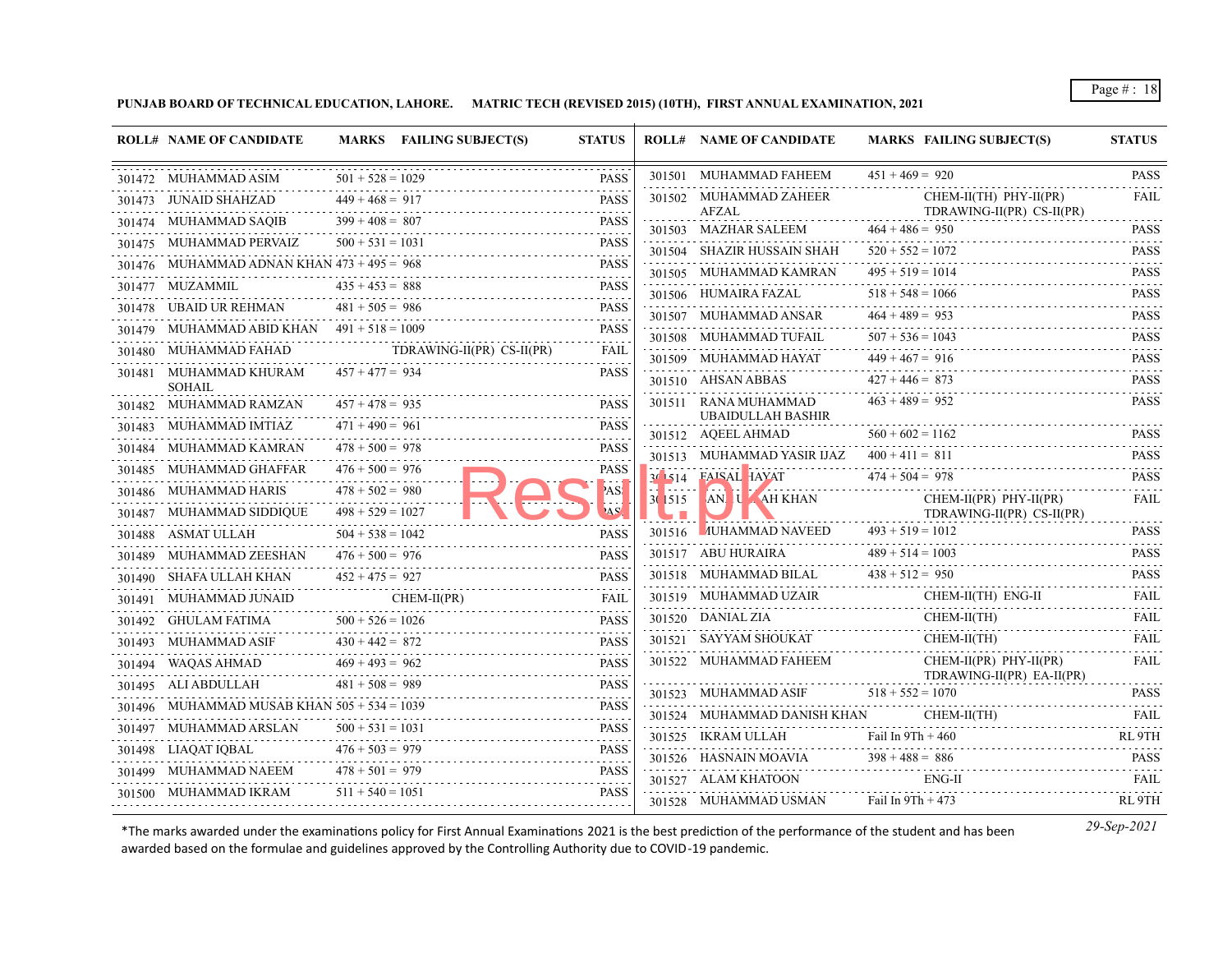**PUNJAB BOARD OF TECHNICAL EDUCATION, LAHORE. MATRIC TECH (REVISED 2015) (10TH), FIRST ANNUAL EXAMINATION, 2021**

| ROLL# | NAME OF CANDIDATE | MARKS | FAILING SUBJECT(S) | STATUS |
|---|---|---|---|---|
| 301472 | MUHAMMAD ASIM | 501 + 528 = 1029 | | PASS |
| 301473 | JUNAID SHAHZAD | 449 + 468 = 917 | | PASS |
| 301474 | MUHAMMAD SAQIB | 399 + 408 = 807 | | PASS |
| 301475 | MUHAMMAD PERVAIZ | 500 + 531 = 1031 | | PASS |
| 301476 | MUHAMMAD ADNAN KHAN | 473 + 495 = 968 | | PASS |
| 301477 | MUZAMMIL | 435 + 453 = 888 | | PASS |
| 301478 | UBAID UR REHMAN | 481 + 505 = 986 | | PASS |
| 301479 | MUHAMMAD ABID KHAN | 491 + 518 = 1009 | | PASS |
| 301480 | MUHAMMAD FAHAD | | TDRAWING-II(PR) CS-II(PR) | FAIL |
| 301481 | MUHAMMAD KHURAM SOHAIL | 457 + 477 = 934 | | PASS |
| 301482 | MUHAMMAD RAMZAN | 457 + 478 = 935 | | PASS |
| 301483 | MUHAMMAD IMTIAZ | 471 + 490 = 961 | | PASS |
| 301484 | MUHAMMAD KAMRAN | 478 + 500 = 978 | | PASS |
| 301485 | MUHAMMAD GHAFFAR | 476 + 500 = 976 | | PASS |
| 301486 | MUHAMMAD HARIS | 478 + 502 = 980 | | PASS |
| 301487 | MUHAMMAD SIDDIQUE | 498 + 529 = 1027 | | PASS |
| 301488 | ASMAT ULLAH | 504 + 538 = 1042 | | PASS |
| 301489 | MUHAMMAD ZEESHAN | 476 + 500 = 976 | | PASS |
| 301490 | SHAFA ULLAH KHAN | 452 + 475 = 927 | | PASS |
| 301491 | MUHAMMAD JUNAID | | CHEM-II(PR) | FAIL |
| 301492 | GHULAM FATIMA | 500 + 526 = 1026 | | PASS |
| 301493 | MUHAMMAD ASIF | 430 + 442 = 872 | | PASS |
| 301494 | WAQAS AHMAD | 469 + 493 = 962 | | PASS |
| 301495 | ALI ABDULLAH | 481 + 508 = 989 | | PASS |
| 301496 | MUHAMMAD MUSAB KHAN | 505 + 534 = 1039 | | PASS |
| 301497 | MUHAMMAD ARSLAN | 500 + 531 = 1031 | | PASS |
| 301498 | LIAQAT IQBAL | 476 + 503 = 979 | | PASS |
| 301499 | MUHAMMAD NAEEM | 478 + 501 = 979 | | PASS |
| 301500 | MUHAMMAD IKRAM | 511 + 540 = 1051 | | PASS |
| 301501 | MUHAMMAD FAHEEM | 451 + 469 = 920 | | PASS |
| 301502 | MUHAMMAD ZAHEER AFZAL | | CHEM-II(TH) PHY-II(PR) TDRAWING-II(PR) CS-II(PR) | FAIL |
| 301503 | MAZHAR SALEEM | 464 + 486 = 950 | | PASS |
| 301504 | SHAZIR HUSSAIN SHAH | 520 + 552 = 1072 | | PASS |
| 301505 | MUHAMMAD KAMRAN | 495 + 519 = 1014 | | PASS |
| 301506 | HUMAIRA FAZAL | 518 + 548 = 1066 | | PASS |
| 301507 | MUHAMMAD ANSAR | 464 + 489 = 953 | | PASS |
| 301508 | MUHAMMAD TUFAIL | 507 + 536 = 1043 | | PASS |
| 301509 | MUHAMMAD HAYAT | 449 + 467 = 916 | | PASS |
| 301510 | AHSAN ABBAS | 427 + 446 = 873 | | PASS |
| 301511 | RANA MUHAMMAD UBAIDULLAH BASHIR | 463 + 489 = 952 | | PASS |
| 301512 | AQEEL AHMAD | 560 + 602 = 1162 | | PASS |
| 301513 | MUHAMMAD YASIR IJAZ | 400 + 411 = 811 | | PASS |
| 301514 | FAISAL HAYAT | 474 + 504 = 978 | | PASS |
| 301515 | AN U AH KHAN | | CHEM-II(PR) PHY-II(PR) TDRAWING-II(PR) CS-II(PR) | FAIL |
| 301516 | MUHAMMAD NAVEED | 493 + 519 = 1012 | | PASS |
| 301517 | ABU HURAIRA | 489 + 514 = 1003 | | PASS |
| 301518 | MUHAMMAD BILAL | 438 + 512 = 950 | | PASS |
| 301519 | MUHAMMAD UZAIR | | CHEM-II(TH) ENG-II | FAIL |
| 301520 | DANIAL ZIA | | CHEM-II(TH) | FAIL |
| 301521 | SAYYAM SHOUKAT | | CHEM-II(TH) | FAIL |
| 301522 | MUHAMMAD FAHEEM | | CHEM-II(PR) PHY-II(PR) TDRAWING-II(PR) EA-II(PR) | FAIL |
| 301523 | MUHAMMAD ASIF | 518 + 552 = 1070 | | PASS |
| 301524 | MUHAMMAD DANISH KHAN | | CHEM-II(TH) | FAIL |
| 301525 | IKRAM ULLAH | Fail In 9Th + 460 | | RL 9TH |
| 301526 | HASNAIN MOAVIA | 398 + 488 = 886 | | PASS |
| 301527 | ALAM KHATOON | | ENG-II | FAIL |
| 301528 | MUHAMMAD USMAN | Fail In 9Th + 473 | | RL 9TH |

*The marks awarded under the examinations policy for First Annual Examinations 2021 is the best prediction of the performance of the student and has been awarded based on the formulae and guidelines approved by the Controlling Authority due to COVID-19 pandemic.

*29-Sep-2021*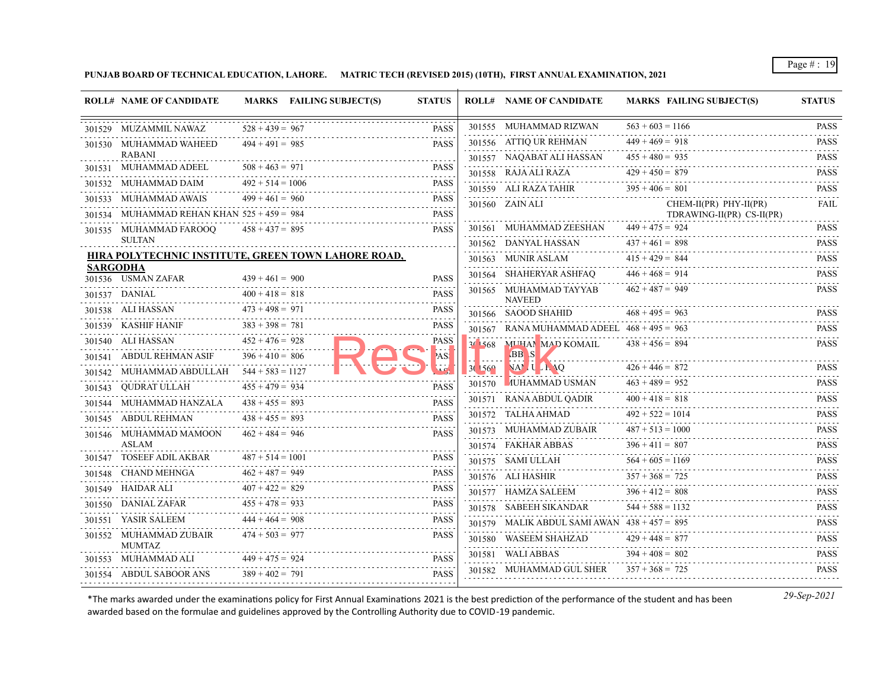**PUNJAB BOARD OF TECHNICAL EDUCATION, LAHORE. MATRIC TECH (REVISED 2015) (10TH), FIRST ANNUAL EXAMINATION, 2021**

| ROLL# | NAME OF CANDIDATE | MARKS | FAILING SUBJECT(S) | STATUS |
|---|---|---|---|---|
| 301529 | MUZAMMIL NAWAZ | 528 + 439 = 967 | | PASS |
| 301530 | MUHAMMAD WAHEED RABANI | 494 + 491 = 985 | | PASS |
| 301531 | MUHAMMAD ADEEL | 508 + 463 = 971 | | PASS |
| 301532 | MUHAMMAD DAIM | 492 + 514 = 1006 | | PASS |
| 301533 | MUHAMMAD AWAIS | 499 + 461 = 960 | | PASS |
| 301534 | MUHAMMAD REHAN KHAN | 525 + 459 = 984 | | PASS |
| 301535 | MUHAMMAD FAROOQ SULTAN | 458 + 437 = 895 | | PASS |

**HIRA POLYTECHNIC INSTITUTE, GREEN TOWN LAHORE ROAD, SARGODHA**

| ROLL# | NAME OF CANDIDATE | MARKS | FAILING SUBJECT(S) | STATUS |
|---|---|---|---|---|
| 301536 | USMAN ZAFAR | 439 + 461 = 900 | | PASS |
| 301537 | DANIAL | 400 + 418 = 818 | | PASS |
| 301538 | ALI HASSAN | 473 + 498 = 971 | | PASS |
| 301539 | KASHIF HANIF | 383 + 398 = 781 | | PASS |
| 301540 | ALI HASSAN | 452 + 476 = 928 | | PASS |
| 301541 | ABDUL REHMAN ASIF | 396 + 410 = 806 | | PASS |
| 301542 | MUHAMMAD ABDULLAH | 544 + 583 = 1127 | | PASS |
| 301543 | QUDRAT ULLAH | 455 + 479 = 934 | | PASS |
| 301544 | MUHAMMAD HANZALA | 438 + 455 = 893 | | PASS |
| 301545 | ABDUL REHMAN | 438 + 455 = 893 | | PASS |
| 301546 | MUHAMMAD MAMOON ASLAM | 462 + 484 = 946 | | PASS |
| 301547 | TOSEEF ADIL AKBAR | 487 + 514 = 1001 | | PASS |
| 301548 | CHAND MEHNGA | 462 + 487 = 949 | | PASS |
| 301549 | HAIDAR ALI | 407 + 422 = 829 | | PASS |
| 301550 | DANIAL ZAFAR | 455 + 478 = 933 | | PASS |
| 301551 | YASIR SALEEM | 444 + 464 = 908 | | PASS |
| 301552 | MUHAMMAD ZUBAIR MUMTAZ | 474 + 503 = 977 | | PASS |
| 301553 | MUHAMMAD ALI | 449 + 475 = 924 | | PASS |
| 301554 | ABDUL SABOOR ANS | 389 + 402 = 791 | | PASS |
| 301555 | MUHAMMAD RIZWAN | 563 + 603 = 1166 | | PASS |
| 301556 | ATTIQ UR REHMAN | 449 + 469 = 918 | | PASS |
| 301557 | NAQABAT ALI HASSAN | 455 + 480 = 935 | | PASS |
| 301558 | RAJA ALI RAZA | 429 + 450 = 879 | | PASS |
| 301559 | ALI RAZA TAHIR | 395 + 406 = 801 | | PASS |
| 301560 | ZAIN ALI | | CHEM-II(PR) PHY-II(PR) TDRAWING-II(PR) CS-II(PR) | FAIL |
| 301561 | MUHAMMAD ZEESHAN | 449 + 475 = 924 | | PASS |
| 301562 | DANYAL HASSAN | 437 + 461 = 898 | | PASS |
| 301563 | MUNIR ASLAM | 415 + 429 = 844 | | PASS |
| 301564 | SHAHERYAR ASHFAQ | 446 + 468 = 914 | | PASS |
| 301565 | MUHAMMAD TAYYAB NAVEED | 462 + 487 = 949 | | PASS |
| 301566 | SAOOD SHAHID | 468 + 495 = 963 | | PASS |
| 301567 | RANA MUHAMMAD ADEEL | 468 + 495 = 963 | | PASS |
| 301568 | MUHAMMAD KOMAIL ABBAS | 438 + 456 = 894 | | PASS |
| 301569 | NA... UL HAQ | 426 + 446 = 872 | | PASS |
| 301570 | MUHAMMAD USMAN | 463 + 489 = 952 | | PASS |
| 301571 | RANA ABDUL QADIR | 400 + 418 = 818 | | PASS |
| 301572 | TALHA AHMAD | 492 + 522 = 1014 | | PASS |
| 301573 | MUHAMMAD ZUBAIR | 487 + 513 = 1000 | | PASS |
| 301574 | FAKHAR ABBAS | 396 + 411 = 807 | | PASS |
| 301575 | SAMI ULLAH | 564 + 605 = 1169 | | PASS |
| 301576 | ALI HASHIR | 357 + 368 = 725 | | PASS |
| 301577 | HAMZA SALEEM | 396 + 412 = 808 | | PASS |
| 301578 | SABEEH SIKANDAR | 544 + 588 = 1132 | | PASS |
| 301579 | MALIK ABDUL SAMI AWAN | 438 + 457 = 895 | | PASS |
| 301580 | WASEEM SHAHZAD | 429 + 448 = 877 | | PASS |
| 301581 | WALI ABBAS | 394 + 408 = 802 | | PASS |
| 301582 | MUHAMMAD GUL SHER | 357 + 368 = 725 | | PASS |

*The marks awarded under the examinations policy for First Annual Examinations 2021 is the best prediction of the performance of the student and has been awarded based on the formulae and guidelines approved by the Controlling Authority due to COVID-19 pandemic.

*29-Sep-2021*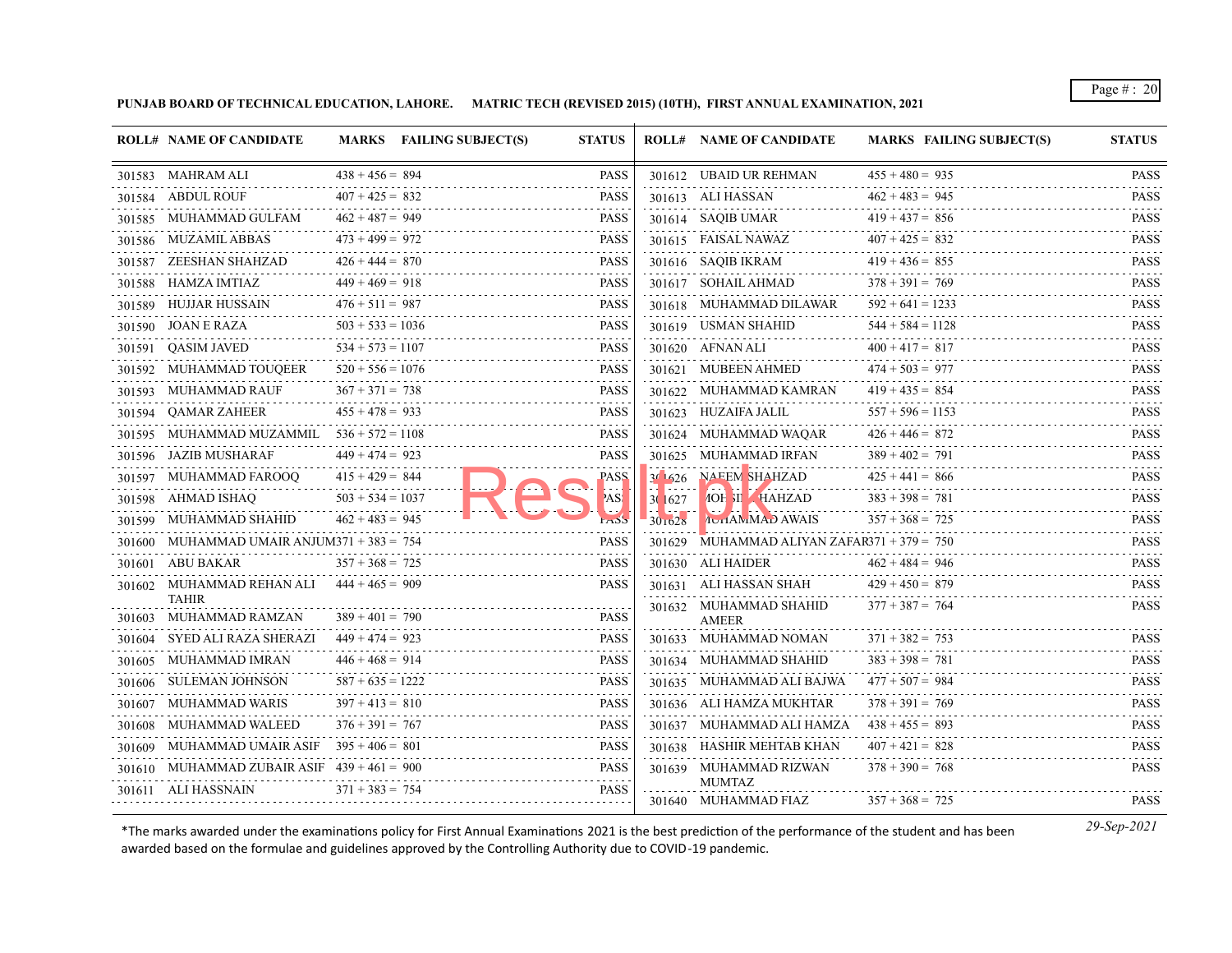**PUNJAB BOARD OF TECHNICAL EDUCATION, LAHORE. MATRIC TECH (REVISED 2015) (10TH), FIRST ANNUAL EXAMINATION, 2021**

| ROLL# | NAME OF CANDIDATE | MARKS | FAILING SUBJECT(S) | STATUS |
|---|---|---|---|---|
| 301583 | MAHRAM ALI | 438 + 456 = 894 | | PASS |
| 301584 | ABDUL ROUF | 407 + 425 = 832 | | PASS |
| 301585 | MUHAMMAD GULFAM | 462 + 487 = 949 | | PASS |
| 301586 | MUZAMIL ABBAS | 473 + 499 = 972 | | PASS |
| 301587 | ZEESHAN SHAHZAD | 426 + 444 = 870 | | PASS |
| 301588 | HAMZA IMTIAZ | 449 + 469 = 918 | | PASS |
| 301589 | HUJJAR HUSSAIN | 476 + 511 = 987 | | PASS |
| 301590 | JOAN E RAZA | 503 + 533 = 1036 | | PASS |
| 301591 | QASIM JAVED | 534 + 573 = 1107 | | PASS |
| 301592 | MUHAMMAD TOUQEER | 520 + 556 = 1076 | | PASS |
| 301593 | MUHAMMAD RAUF | 367 + 371 = 738 | | PASS |
| 301594 | QAMAR ZAHEER | 455 + 478 = 933 | | PASS |
| 301595 | MUHAMMAD MUZAMMIL | 536 + 572 = 1108 | | PASS |
| 301596 | JAZIB MUSHARAF | 449 + 474 = 923 | | PASS |
| 301597 | MUHAMMAD FAROOQ | 415 + 429 = 844 | | PASS |
| 301598 | AHMAD ISHAQ | 503 + 534 = 1037 | | PASS |
| 301599 | MUHAMMAD SHAHID | 462 + 483 = 945 | | PASS |
| 301600 | MUHAMMAD UMAIR ANJUM | 371 + 383 = 754 | | PASS |
| 301601 | ABU BAKAR | 357 + 368 = 725 | | PASS |
| 301602 | MUHAMMAD REHAN ALI TAHIR | 444 + 465 = 909 | | PASS |
| 301603 | MUHAMMAD RAMZAN | 389 + 401 = 790 | | PASS |
| 301604 | SYED ALI RAZA SHERAZI | 449 + 474 = 923 | | PASS |
| 301605 | MUHAMMAD IMRAN | 446 + 468 = 914 | | PASS |
| 301606 | SULEMAN JOHNSON | 587 + 635 = 1222 | | PASS |
| 301607 | MUHAMMAD WARIS | 397 + 413 = 810 | | PASS |
| 301608 | MUHAMMAD WALEED | 376 + 391 = 767 | | PASS |
| 301609 | MUHAMMAD UMAIR ASIF | 395 + 406 = 801 | | PASS |
| 301610 | MUHAMMAD ZUBAIR ASIF | 439 + 461 = 900 | | PASS |
| 301611 | ALI HASSNAIN | 371 + 383 = 754 | | PASS |
| 301612 | UBAID UR REHMAN | 455 + 480 = 935 | | PASS |
| 301613 | ALI HASSAN | 462 + 483 = 945 | | PASS |
| 301614 | SAQIB UMAR | 419 + 437 = 856 | | PASS |
| 301615 | FAISAL NAWAZ | 407 + 425 = 832 | | PASS |
| 301616 | SAQIB IKRAM | 419 + 436 = 855 | | PASS |
| 301617 | SOHAIL AHMAD | 378 + 391 = 769 | | PASS |
| 301618 | MUHAMMAD DILAWAR | 592 + 641 = 1233 | | PASS |
| 301619 | USMAN SHAHID | 544 + 584 = 1128 | | PASS |
| 301620 | AFNAN ALI | 400 + 417 = 817 | | PASS |
| 301621 | MUBEEN AHMED | 474 + 503 = 977 | | PASS |
| 301622 | MUHAMMAD KAMRAN | 419 + 435 = 854 | | PASS |
| 301623 | HUZAIFA JALIL | 557 + 596 = 1153 | | PASS |
| 301624 | MUHAMMAD WAQAR | 426 + 446 = 872 | | PASS |
| 301625 | MUHAMMAD IRFAN | 389 + 402 = 791 | | PASS |
| 301626 | NAEEM SHAHZAD | 425 + 441 = 866 | | PASS |
| 301627 | MOHSIN SHAHZAD | 383 + 398 = 781 | | PASS |
| 301628 | MUHAMMAD AWAIS | 357 + 368 = 725 | | PASS |
| 301629 | MUHAMMAD ALIYAN ZAFAR | 371 + 379 = 750 | | PASS |
| 301630 | ALI HAIDER | 462 + 484 = 946 | | PASS |
| 301631 | ALI HASSAN SHAH | 429 + 450 = 879 | | PASS |
| 301632 | MUHAMMAD SHAHID AMEER | 377 + 387 = 764 | | PASS |
| 301633 | MUHAMMAD NOMAN | 371 + 382 = 753 | | PASS |
| 301634 | MUHAMMAD SHAHID | 383 + 398 = 781 | | PASS |
| 301635 | MUHAMMAD ALI BAJWA | 477 + 507 = 984 | | PASS |
| 301636 | ALI HAMZA MUKHTAR | 378 + 391 = 769 | | PASS |
| 301637 | MUHAMMAD ALI HAMZA | 438 + 455 = 893 | | PASS |
| 301638 | HASHIR MEHTAB KHAN | 407 + 421 = 828 | | PASS |
| 301639 | MUHAMMAD RIZWAN MUMTAZ | 378 + 390 = 768 | | PASS |
| 301640 | MUHAMMAD FIAZ | 357 + 368 = 725 | | PASS |

*The marks awarded under the examinations policy for First Annual Examinations 2021 is the best prediction of the performance of the student and has been awarded based on the formulae and guidelines approved by the Controlling Authority due to COVID-19 pandemic.

*29-Sep-2021*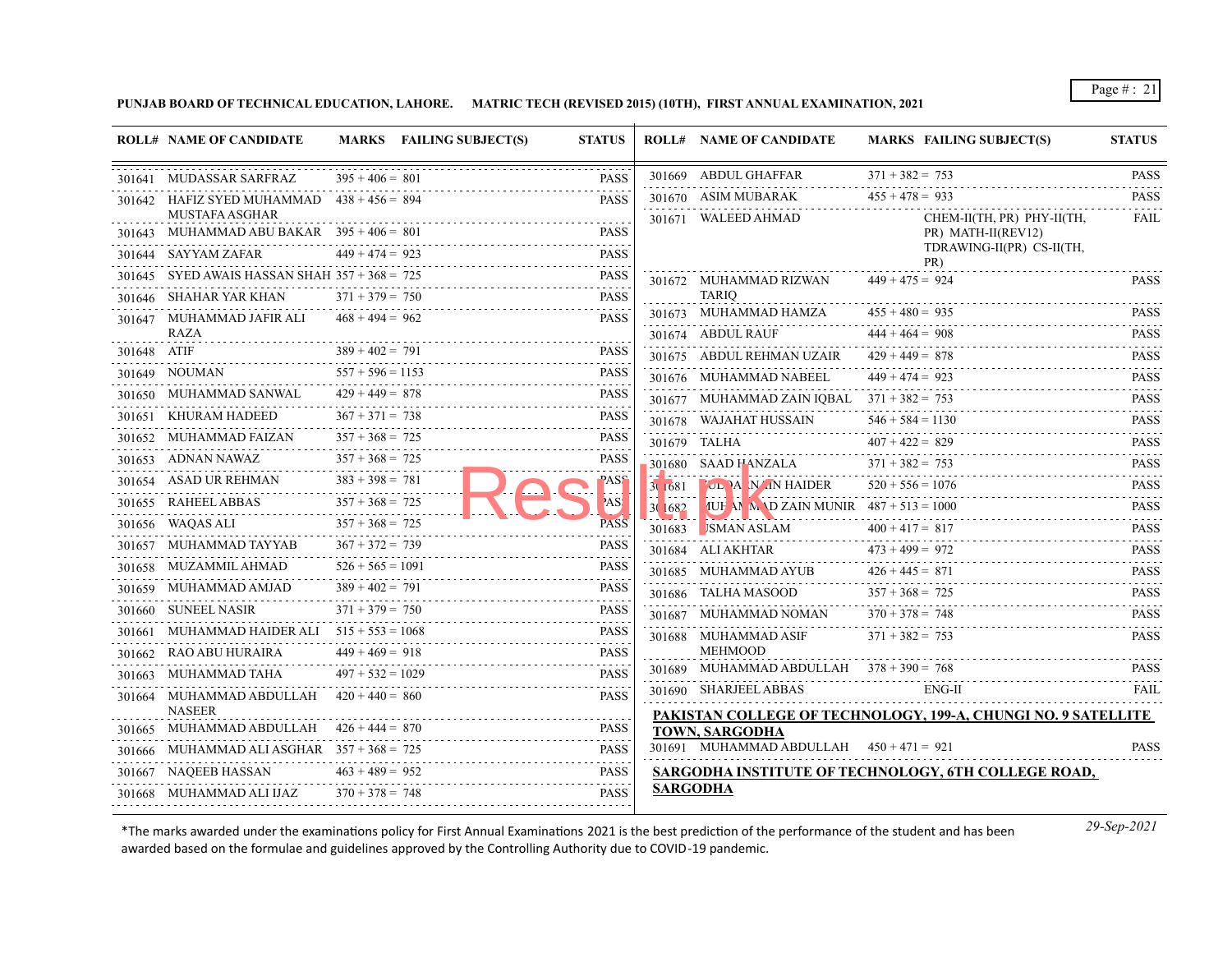**PUNJAB BOARD OF TECHNICAL EDUCATION, LAHORE. MATRIC TECH (REVISED 2015) (10TH), FIRST ANNUAL EXAMINATION, 2021**

| ROLL# | NAME OF CANDIDATE | MARKS | FAILING SUBJECT(S) | STATUS |
|---|---|---|---|---|
| 301641 | MUDASSAR SARFRAZ | 395 + 406 = 801 | | PASS |
| 301642 | HAFIZ SYED MUHAMMAD MUSTAFA ASGHAR | 438 + 456 = 894 | | PASS |
| 301643 | MUHAMMAD ABU BAKAR | 395 + 406 = 801 | | PASS |
| 301644 | SAYYAM ZAFAR | 449 + 474 = 923 | | PASS |
| 301645 | SYED AWAIS HASSAN SHAH | 357 + 368 = 725 | | PASS |
| 301646 | SHAHAR YAR KHAN | 371 + 379 = 750 | | PASS |
| 301647 | MUHAMMAD JAFIR ALI RAZA | 468 + 494 = 962 | | PASS |
| 301648 | ATIF | 389 + 402 = 791 | | PASS |
| 301649 | NOUMAN | 557 + 596 = 1153 | | PASS |
| 301650 | MUHAMMAD SANWAL | 429 + 449 = 878 | | PASS |
| 301651 | KHURAM HADEED | 367 + 371 = 738 | | PASS |
| 301652 | MUHAMMAD FAIZAN | 357 + 368 = 725 | | PASS |
| 301653 | ADNAN NAWAZ | 357 + 368 = 725 | | PASS |
| 301654 | ASAD UR REHMAN | 383 + 398 = 781 | | PASS |
| 301655 | RAHEEL ABBAS | 357 + 368 = 725 | | PASS |
| 301656 | WAQAS ALI | 357 + 368 = 725 | | PASS |
| 301657 | MUHAMMAD TAYYAB | 367 + 372 = 739 | | PASS |
| 301658 | MUZAMMIL AHMAD | 526 + 565 = 1091 | | PASS |
| 301659 | MUHAMMAD AMJAD | 389 + 402 = 791 | | PASS |
| 301660 | SUNEEL NASIR | 371 + 379 = 750 | | PASS |
| 301661 | MUHAMMAD HAIDER ALI | 515 + 553 = 1068 | | PASS |
| 301662 | RAO ABU HURAIRA | 449 + 469 = 918 | | PASS |
| 301663 | MUHAMMAD TAHA | 497 + 532 = 1029 | | PASS |
| 301664 | MUHAMMAD ABDULLAH NASEER | 420 + 440 = 860 | | PASS |
| 301665 | MUHAMMAD ABDULLAH | 426 + 444 = 870 | | PASS |
| 301666 | MUHAMMAD ALI ASGHAR | 357 + 368 = 725 | | PASS |
| 301667 | NAQEEB HASSAN | 463 + 489 = 952 | | PASS |
| 301668 | MUHAMMAD ALI IJAZ | 370 + 378 = 748 | | PASS |
| 301669 | ABDUL GHAFFAR | 371 + 382 = 753 | | PASS |
| 301670 | ASIM MUBARAK | 455 + 478 = 933 | | PASS |
| 301671 | WALEED AHMAD | | CHEM-II(TH, PR) PHY-II(TH, PR) MATH-II(REV12) TDRAWING-II(PR) CS-II(TH, PR) | FAIL |
| 301672 | MUHAMMAD RIZWAN TARIQ | 449 + 475 = 924 | | PASS |
| 301673 | MUHAMMAD HAMZA | 455 + 480 = 935 | | PASS |
| 301674 | ABDUL RAUF | 444 + 464 = 908 | | PASS |
| 301675 | ABDUL REHMAN UZAIR | 429 + 449 = 878 | | PASS |
| 301676 | MUHAMMAD NABEEL | 449 + 474 = 923 | | PASS |
| 301677 | MUHAMMAD ZAIN IQBAL | 371 + 382 = 753 | | PASS |
| 301678 | WAJAHAT HUSSAIN | 546 + 584 = 1130 | | PASS |
| 301679 | TALHA | 407 + 422 = 829 | | PASS |
| 301680 | SAAD HANZALA | 371 + 382 = 753 | | PASS |
| 301681 | QURBAN NAIN HAIDER | 520 + 556 = 1076 | | PASS |
| 301682 | MUHAMMAD ZAIN MUNIR | 487 + 513 = 1000 | | PASS |
| 301683 | USMAN ASLAM | 400 + 417 = 817 | | PASS |
| 301684 | ALI AKHTAR | 473 + 499 = 972 | | PASS |
| 301685 | MUHAMMAD AYUB | 426 + 445 = 871 | | PASS |
| 301686 | TALHA MASOOD | 357 + 368 = 725 | | PASS |
| 301687 | MUHAMMAD NOMAN | 370 + 378 = 748 | | PASS |
| 301688 | MUHAMMAD ASIF MEHMOOD | 371 + 382 = 753 | | PASS |
| 301689 | MUHAMMAD ABDULLAH | 378 + 390 = 768 | | PASS |
| 301690 | SHARJEEL ABBAS | | ENG-II | FAIL |

**PAKISTAN COLLEGE OF TECHNOLOGY, 199-A, CHUNGI NO. 9 SATELLITE TOWN, SARGODHA**

| ROLL# | NAME OF CANDIDATE | MARKS | FAILING SUBJECT(S) | STATUS |
|---|---|---|---|---|
| 301691 | MUHAMMAD ABDULLAH | 450 + 471 = 921 | | PASS |

**SARGODHA INSTITUTE OF TECHNOLOGY, 6TH COLLEGE ROAD, SARGODHA**

*The marks awarded under the examinations policy for First Annual Examinations 2021 is the best prediction of the performance of the student and has been awarded based on the formulae and guidelines approved by the Controlling Authority due to COVID-19 pandemic.

*29-Sep-2021*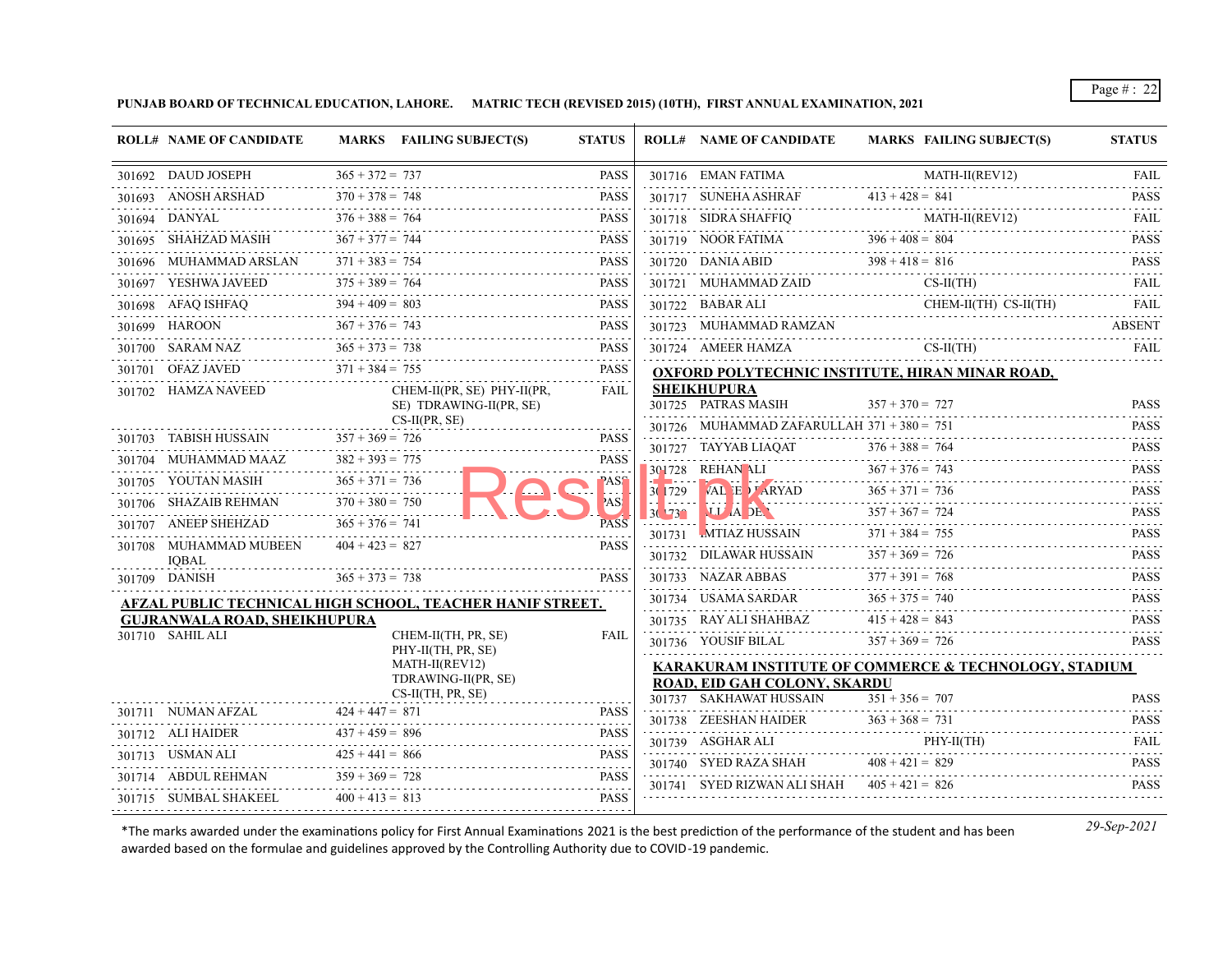**PUNJAB BOARD OF TECHNICAL EDUCATION, LAHORE. MATRIC TECH (REVISED 2015) (10TH), FIRST ANNUAL EXAMINATION, 2021**

| ROLL# | NAME OF CANDIDATE | MARKS | FAILING SUBJECT(S) | STATUS |
|---|---|---|---|---|
| 301692 | DAUD JOSEPH | 365 + 372 = 737 | | PASS |
| 301693 | ANOSH ARSHAD | 370 + 378 = 748 | | PASS |
| 301694 | DANYAL | 376 + 388 = 764 | | PASS |
| 301695 | SHAHZAD MASIH | 367 + 377 = 744 | | PASS |
| 301696 | MUHAMMAD ARSLAN | 371 + 383 = 754 | | PASS |
| 301697 | YESHWA JAVEED | 375 + 389 = 764 | | PASS |
| 301698 | AFAQ ISHFAQ | 394 + 409 = 803 | | PASS |
| 301699 | HAROON | 367 + 376 = 743 | | PASS |
| 301700 | SARAM NAZ | 365 + 373 = 738 | | PASS |
| 301701 | OFAZ JAVED | 371 + 384 = 755 | | PASS |
| 301702 | HAMZA NAVEED | | CHEM-II(PR, SE) PHY-II(PR, SE) TDRAWING-II(PR, SE) CS-II(PR, SE) | FAIL |
| 301703 | TABISH HUSSAIN | 357 + 369 = 726 | | PASS |
| 301704 | MUHAMMAD MAAZ | 382 + 393 = 775 | | PASS |
| 301705 | YOUTAN MASIH | 365 + 371 = 736 | | PASS |
| 301706 | SHAZAIB REHMAN | 370 + 380 = 750 | | PASS |
| 301707 | ANEEP SHEHZAD | 365 + 376 = 741 | | PASS |
| 301708 | MUHAMMAD MUBEEN IQBAL | 404 + 423 = 827 | | PASS |
| 301709 | DANISH | 365 + 373 = 738 | | PASS |

**AFZAL PUBLIC TECHNICAL HIGH SCHOOL, TEACHER HANIF STREET. GUJRANWALA ROAD, SHEIKHUPURA**

| ROLL# | NAME OF CANDIDATE | MARKS | FAILING SUBJECT(S) | STATUS |
|---|---|---|---|---|
| 301710 | SAHIL ALI | | CHEM-II(TH, PR, SE) PHY-II(TH, PR, SE) MATH-II(REV12) TDRAWING-II(PR, SE) CS-II(TH, PR, SE) | FAIL |
| 301711 | NUMAN AFZAL | 424 + 447 = 871 | | PASS |
| 301712 | ALI HAIDER | 437 + 459 = 896 | | PASS |
| 301713 | USMAN ALI | 425 + 441 = 866 | | PASS |
| 301714 | ABDUL REHMAN | 359 + 369 = 728 | | PASS |
| 301715 | SUMBAL SHAKEEL | 400 + 413 = 813 | | PASS |
| 301716 | EMAN FATIMA | | MATH-II(REV12) | FAIL |
| 301717 | SUNEHA ASHRAF | 413 + 428 = 841 | | PASS |
| 301718 | SIDRA SHAFFIQ | | MATH-II(REV12) | FAIL |
| 301719 | NOOR FATIMA | 396 + 408 = 804 | | PASS |
| 301720 | DANIA ABID | 398 + 418 = 816 | | PASS |
| 301721 | MUHAMMAD ZAID | | CS-II(TH) | FAIL |
| 301722 | BABAR ALI | | CHEM-II(TH) CS-II(TH) | FAIL |
| 301723 | MUHAMMAD RAMZAN | | | ABSENT |
| 301724 | AMEER HAMZA | | CS-II(TH) | FAIL |

**OXFORD POLYTECHNIC INSTITUTE, HIRAN MINAR ROAD, SHEIKHUPURA**

| ROLL# | NAME OF CANDIDATE | MARKS | FAILING SUBJECT(S) | STATUS |
|---|---|---|---|---|
| 301725 | PATRAS MASIH | 357 + 370 = 727 | | PASS |
| 301726 | MUHAMMAD ZAFARULLAH | 371 + 380 = 751 | | PASS |
| 301727 | TAYYAB LIAQAT | 376 + 388 = 764 | | PASS |
| 301728 | REHAN ALI | 367 + 376 = 743 | | PASS |
| 301729 | WALEED FARYAD | 365 + 371 = 736 | | PASS |
| 30173? | ALI HAIDER | 357 + 367 = 724 | | PASS |
| 301731 | IMTIAZ HUSSAIN | 371 + 384 = 755 | | PASS |
| 301732 | DILAWAR HUSSAIN | 357 + 369 = 726 | | PASS |
| 301733 | NAZAR ABBAS | 377 + 391 = 768 | | PASS |
| 301734 | USAMA SARDAR | 365 + 375 = 740 | | PASS |
| 301735 | RAY ALI SHAHBAZ | 415 + 428 = 843 | | PASS |
| 301736 | YOUSIF BILAL | 357 + 369 = 726 | | PASS |

**KARAKURAM INSTITUTE OF COMMERCE & TECHNOLOGY, STADIUM ROAD, EID GAH COLONY, SKARDU**

| ROLL# | NAME OF CANDIDATE | MARKS | FAILING SUBJECT(S) | STATUS |
|---|---|---|---|---|
| 301737 | SAKHAWAT HUSSAIN | 351 + 356 = 707 | | PASS |
| 301738 | ZEESHAN HAIDER | 363 + 368 = 731 | | PASS |
| 301739 | ASGHAR ALI | | PHY-II(TH) | FAIL |
| 301740 | SYED RAZA SHAH | 408 + 421 = 829 | | PASS |
| 301741 | SYED RIZWAN ALI SHAH | 405 + 421 = 826 | | PASS |

*The marks awarded under the examinations policy for First Annual Examinations 2021 is the best prediction of the performance of the student and has been awarded based on the formulae and guidelines approved by the Controlling Authority due to COVID-19 pandemic.

*29-Sep-2021*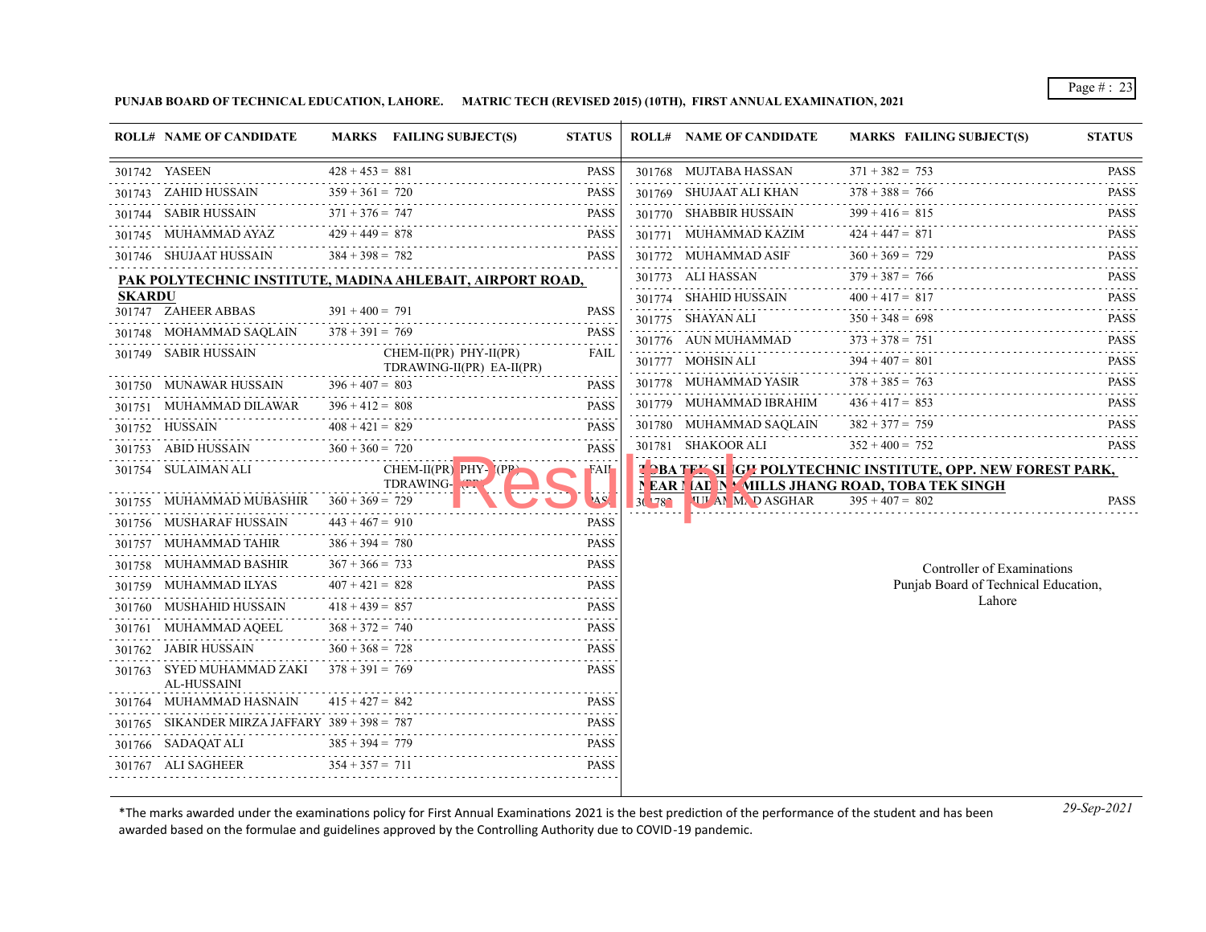PUNJAB BOARD OF TECHNICAL EDUCATION, LAHORE. MATRIC TECH (REVISED 2015) (10TH), FIRST ANNUAL EXAMINATION, 2021

| ROLL# | NAME OF CANDIDATE | MARKS | FAILING SUBJECT(S) | STATUS |
|---|---|---|---|---|
| 301742 | YASEEN | 428 + 453 = 881 | | PASS |
| 301743 | ZAHID HUSSAIN | 359 + 361 = 720 | | PASS |
| 301744 | SABIR HUSSAIN | 371 + 376 = 747 | | PASS |
| 301745 | MUHAMMAD AYAZ | 429 + 449 = 878 | | PASS |
| 301746 | SHUJAAT HUSSAIN | 384 + 398 = 782 | | PASS |

**PAK POLYTECHNIC INSTITUTE, MADINA AHLEBAIT, AIRPORT ROAD, SKARDU**

| ROLL# | NAME OF CANDIDATE | MARKS | FAILING SUBJECT(S) | STATUS |
|---|---|---|---|---|
| 301747 | ZAHEER ABBAS | 391 + 400 = 791 | | PASS |
| 301748 | MOHAMMAD SAQLAIN | 378 + 391 = 769 | | PASS |
| 301749 | SABIR HUSSAIN | | CHEM-II(PR) PHY-II(PR) TDRAWING-II(PR) EA-II(PR) | FAIL |
| 301750 | MUNAWAR HUSSAIN | 396 + 407 = 803 | | PASS |
| 301751 | MUHAMMAD DILAWAR | 396 + 412 = 808 | | PASS |
| 301752 | HUSSAIN | 408 + 421 = 829 | | PASS |
| 301753 | ABID HUSSAIN | 360 + 360 = 720 | | PASS |
| 301754 | SULAIMAN ALI | | CHEM-II(PR) PHY-II(PR) TDRAWING-II(PR) | FAIL |
| 301755 | MUHAMMAD MUBASHIR | 360 + 369 = 729 | | PASS |
| 301756 | MUSHARAF HUSSAIN | 443 + 467 = 910 | | PASS |
| 301757 | MUHAMMAD TAHIR | 386 + 394 = 780 | | PASS |
| 301758 | MUHAMMAD BASHIR | 367 + 366 = 733 | | PASS |
| 301759 | MUHAMMAD ILYAS | 407 + 421 = 828 | | PASS |
| 301760 | MUSHAHID HUSSAIN | 418 + 439 = 857 | | PASS |
| 301761 | MUHAMMAD AQEEL | 368 + 372 = 740 | | PASS |
| 301762 | JABIR HUSSAIN | 360 + 368 = 728 | | PASS |
| 301763 | SYED MUHAMMAD ZAKI AL-HUSSAINI | 378 + 391 = 769 | | PASS |
| 301764 | MUHAMMAD HASNAIN | 415 + 427 = 842 | | PASS |
| 301765 | SIKANDER MIRZA JAFFARY | 389 + 398 = 787 | | PASS |
| 301766 | SADAQAT ALI | 385 + 394 = 779 | | PASS |
| 301767 | ALI SAGHEER | 354 + 357 = 711 | | PASS |
| 301768 | MUJTABA HASSAN | 371 + 382 = 753 | | PASS |
| 301769 | SHUJAAT ALI KHAN | 378 + 388 = 766 | | PASS |
| 301770 | SHABBIR HUSSAIN | 399 + 416 = 815 | | PASS |
| 301771 | MUHAMMAD KAZIM | 424 + 447 = 871 | | PASS |
| 301772 | MUHAMMAD ASIF | 360 + 369 = 729 | | PASS |
| 301773 | ALI HASSAN | 379 + 387 = 766 | | PASS |
| 301774 | SHAHID HUSSAIN | 400 + 417 = 817 | | PASS |
| 301775 | SHAYAN ALI | 350 + 348 = 698 | | PASS |
| 301776 | AUN MUHAMMAD | 373 + 378 = 751 | | PASS |
| 301777 | MOHSIN ALI | 394 + 407 = 801 | | PASS |
| 301778 | MUHAMMAD YASIR | 378 + 385 = 763 | | PASS |
| 301779 | MUHAMMAD IBRAHIM | 436 + 417 = 853 | | PASS |
| 301780 | MUHAMMAD SAQLAIN | 382 + 377 = 759 | | PASS |
| 301781 | SHAKOOR ALI | 352 + 400 = 752 | | PASS |

**TOBA TEK SINGH POLYTECHNIC INSTITUTE, OPP. NEW FOREST PARK, NEAR MADINA MILLS JHANG ROAD, TOBA TEK SINGH**

| ROLL# | NAME OF CANDIDATE | MARKS | FAILING SUBJECT(S) | STATUS |
|---|---|---|---|---|
| 301782 | MUHAMMAD ASGHAR | 395 + 407 = 802 | | PASS |

Controller of Examinations
Punjab Board of Technical Education,
Lahore

*The marks awarded under the examinations policy for First Annual Examinations 2021 is the best prediction of the performance of the student and has been awarded based on the formulae and guidelines approved by the Controlling Authority due to COVID-19 pandemic.

29-Sep-2021